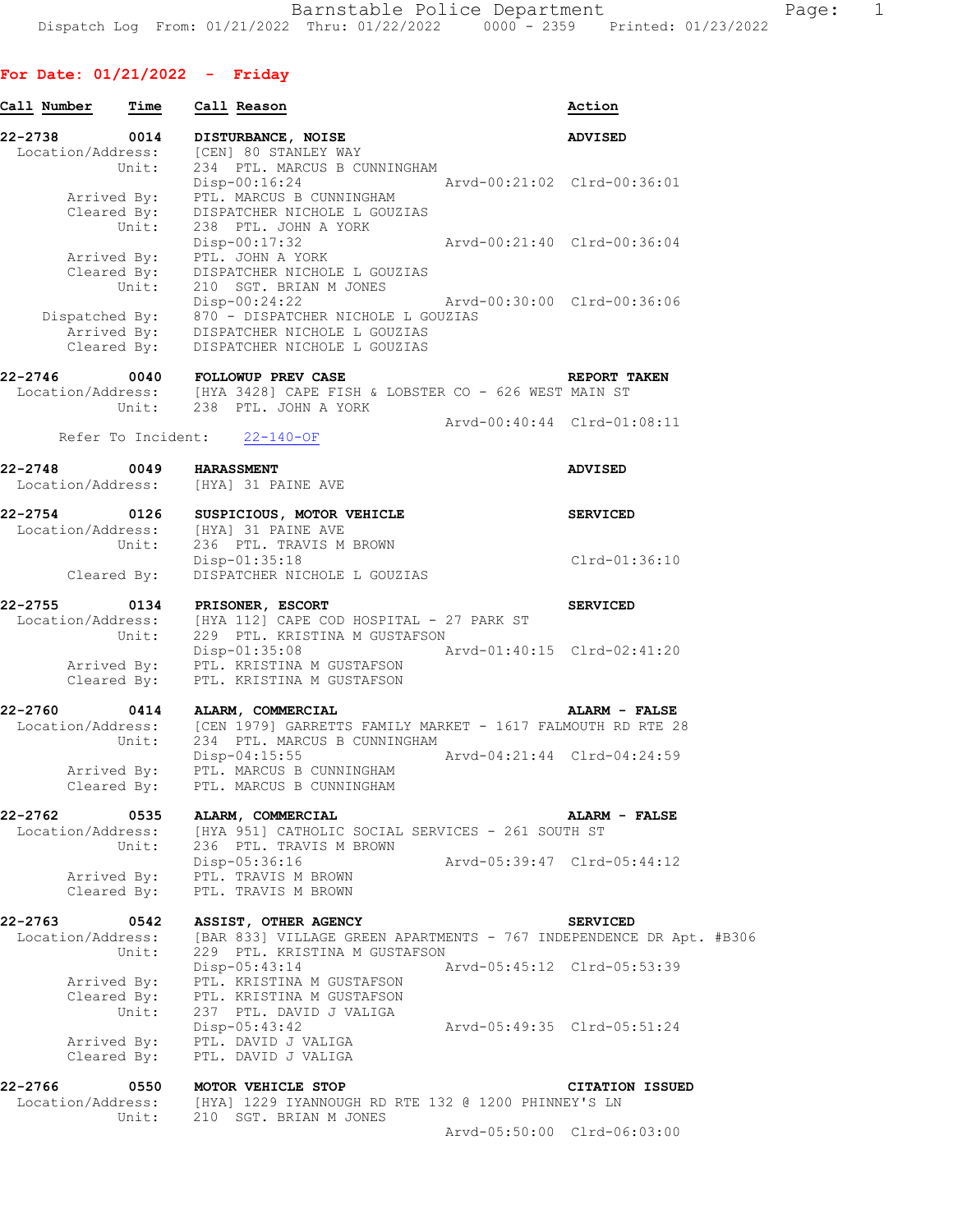Barnstable Police Department
Dispatch Log From: 01/21/2022 Thru: 01/22/2022 0000 - 2359 Printed: 01/23/2022

## For Date: 01/21/2022 - Friday

**Call Number** **Time** **Call Reason** **Action**

```
22-2738        0014    DISTURBANCE, NOISE                              ADVISED
  Location/Address:    [CEN] 80 STANLEY WAY
              Unit:    234  PTL. MARCUS B CUNNINGHAM
                       Disp-00:16:24                   Arvd-00:21:02  Clrd-00:36:01
        Arrived By:    PTL. MARCUS B CUNNINGHAM
        Cleared By:    DISPATCHER NICHOLE L GOUZIAS
              Unit:    238  PTL. JOHN A YORK
                       Disp-00:17:32                   Arvd-00:21:40  Clrd-00:36:04
        Arrived By:    PTL. JOHN A YORK
        Cleared By:    DISPATCHER NICHOLE L GOUZIAS
              Unit:    210  SGT. BRIAN M JONES
                       Disp-00:24:22                   Arvd-00:30:00  Clrd-00:36:06
     Dispatched By:    870 - DISPATCHER NICHOLE L GOUZIAS
        Arrived By:    DISPATCHER NICHOLE L GOUZIAS
        Cleared By:    DISPATCHER NICHOLE L GOUZIAS

22-2746        0040    FOLLOWUP PREV CASE                              REPORT TAKEN
  Location/Address:    [HYA 3428] CAPE FISH & LOBSTER CO - 626 WEST MAIN ST
              Unit:    238  PTL. JOHN A YORK
                                                       Arvd-00:40:44  Clrd-01:08:11
    Refer To Incident:    22-140-OF

22-2748        0049    HARASSMENT                                      ADVISED
  Location/Address:    [HYA] 31 PAINE AVE

22-2754        0126    SUSPICIOUS, MOTOR VEHICLE                       SERVICED
  Location/Address:    [HYA] 31 PAINE AVE
              Unit:    236  PTL. TRAVIS M BROWN
                       Disp-01:35:18                                  Clrd-01:36:10
        Cleared By:    DISPATCHER NICHOLE L GOUZIAS

22-2755        0134    PRISONER, ESCORT                                SERVICED
  Location/Address:    [HYA 112] CAPE COD HOSPITAL - 27 PARK ST
              Unit:    229  PTL. KRISTINA M GUSTAFSON
                       Disp-01:35:08                   Arvd-01:40:15  Clrd-02:41:20
        Arrived By:    PTL. KRISTINA M GUSTAFSON
        Cleared By:    PTL. KRISTINA M GUSTAFSON

22-2760        0414    ALARM, COMMERCIAL                               ALARM - FALSE
  Location/Address:    [CEN 1979] GARRETTS FAMILY MARKET - 1617 FALMOUTH RD RTE 28
              Unit:    234  PTL. MARCUS B CUNNINGHAM
                       Disp-04:15:55                   Arvd-04:21:44  Clrd-04:24:59
        Arrived By:    PTL. MARCUS B CUNNINGHAM
        Cleared By:    PTL. MARCUS B CUNNINGHAM

22-2762        0535    ALARM, COMMERCIAL                               ALARM - FALSE
  Location/Address:    [HYA 951] CATHOLIC SOCIAL SERVICES - 261 SOUTH ST
              Unit:    236  PTL. TRAVIS M BROWN
                       Disp-05:36:16                   Arvd-05:39:47  Clrd-05:44:12
        Arrived By:    PTL. TRAVIS M BROWN
        Cleared By:    PTL. TRAVIS M BROWN

22-2763        0542    ASSIST, OTHER AGENCY                            SERVICED
  Location/Address:    [BAR 833] VILLAGE GREEN APARTMENTS - 767 INDEPENDENCE DR Apt. #B306
              Unit:    229  PTL. KRISTINA M GUSTAFSON
                       Disp-05:43:14                   Arvd-05:45:12  Clrd-05:53:39
        Arrived By:    PTL. KRISTINA M GUSTAFSON
        Cleared By:    PTL. KRISTINA M GUSTAFSON
              Unit:    237  PTL. DAVID J VALIGA
                       Disp-05:43:42                   Arvd-05:49:35  Clrd-05:51:24
        Arrived By:    PTL. DAVID J VALIGA
        Cleared By:    PTL. DAVID J VALIGA

22-2766        0550    MOTOR VEHICLE STOP                              CITATION ISSUED
  Location/Address:    [HYA] 1229 IYANNOUGH RD RTE 132 @ 1200 PHINNEY'S LN
              Unit:    210  SGT. BRIAN M JONES
                                                       Arvd-05:50:00  Clrd-06:03:00
```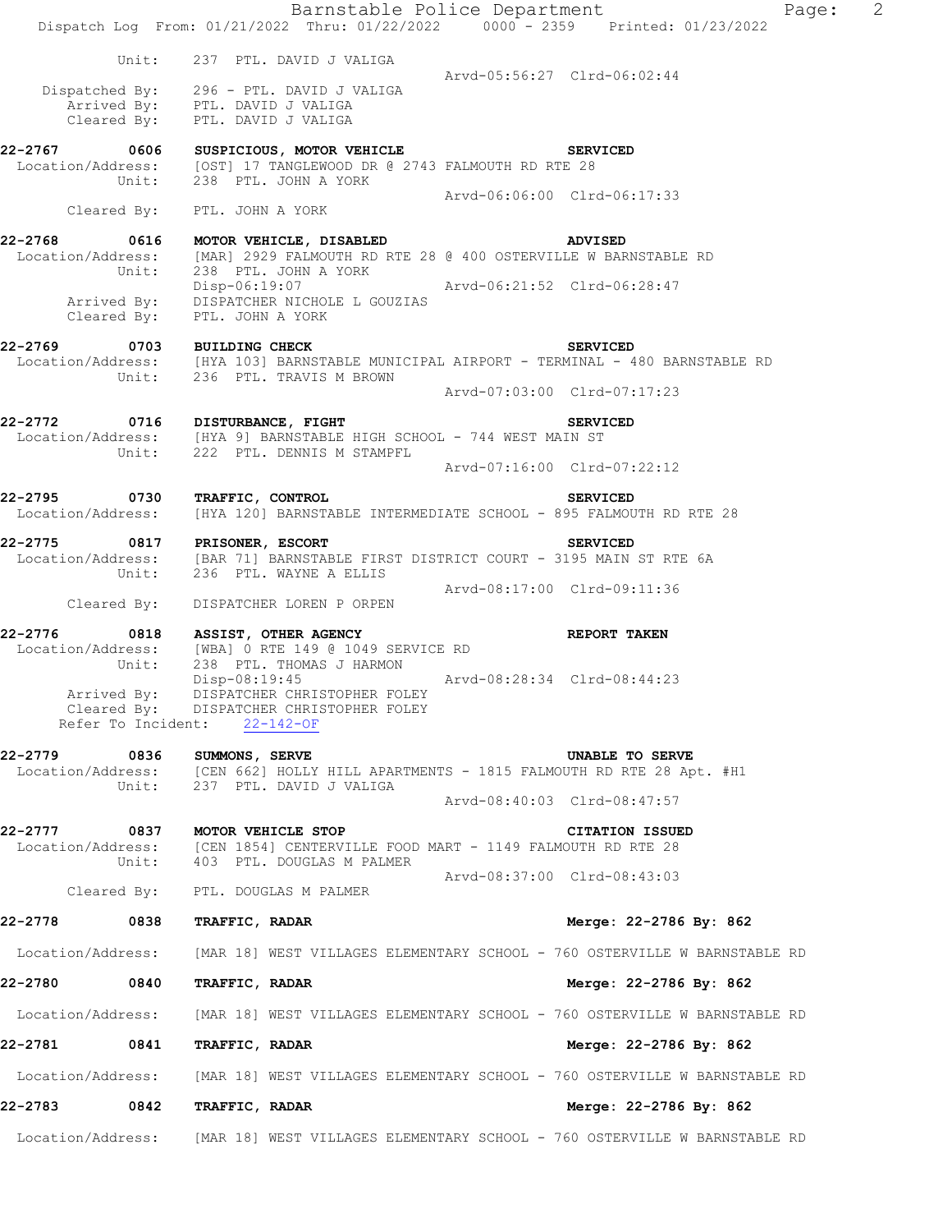Unit: 237 PTL. DAVID J VALIGA
Arvd-05:56:27 Clrd-06:02:44
Dispatched By: 296 - PTL. DAVID J VALIGA
Arrived By: PTL. DAVID J VALIGA
Cleared By: PTL. DAVID J VALIGA

**22-2767 0606 SUSPICIOUS, MOTOR VEHICLE SERVICED**
Location/Address: [OST] 17 TANGLEWOOD DR @ 2743 FALMOUTH RD RTE 28
Unit: 238 PTL. JOHN A YORK
Arvd-06:06:00 Clrd-06:17:33
Cleared By: PTL. JOHN A YORK

**22-2768 0616 MOTOR VEHICLE, DISABLED ADVISED**
Location/Address: [MAR] 2929 FALMOUTH RD RTE 28 @ 400 OSTERVILLE W BARNSTABLE RD
Unit: 238 PTL. JOHN A YORK
Disp-06:19:07 Arvd-06:21:52 Clrd-06:28:47
Arrived By: DISPATCHER NICHOLE L GOUZIAS
Cleared By: PTL. JOHN A YORK

**22-2769 0703 BUILDING CHECK SERVICED**
Location/Address: [HYA 103] BARNSTABLE MUNICIPAL AIRPORT - TERMINAL - 480 BARNSTABLE RD
Unit: 236 PTL. TRAVIS M BROWN
Arvd-07:03:00 Clrd-07:17:23

**22-2772 0716 DISTURBANCE, FIGHT SERVICED**
Location/Address: [HYA 9] BARNSTABLE HIGH SCHOOL - 744 WEST MAIN ST
Unit: 222 PTL. DENNIS M STAMPFL
Arvd-07:16:00 Clrd-07:22:12

**22-2795 0730 TRAFFIC, CONTROL SERVICED**
Location/Address: [HYA 120] BARNSTABLE INTERMEDIATE SCHOOL - 895 FALMOUTH RD RTE 28

**22-2775 0817 PRISONER, ESCORT SERVICED**
Location/Address: [BAR 71] BARNSTABLE FIRST DISTRICT COURT - 3195 MAIN ST RTE 6A
Unit: 236 PTL. WAYNE A ELLIS
Arvd-08:17:00 Clrd-09:11:36
Cleared By: DISPATCHER LOREN P ORPEN

**22-2776 0818 ASSIST, OTHER AGENCY REPORT TAKEN**
Location/Address: [WBA] 0 RTE 149 @ 1049 SERVICE RD
Unit: 238 PTL. THOMAS J HARMON
Disp-08:19:45 Arvd-08:28:34 Clrd-08:44:23
Arrived By: DISPATCHER CHRISTOPHER FOLEY
Cleared By: DISPATCHER CHRISTOPHER FOLEY
Refer To Incident: 22-142-OF

**22-2779 0836 SUMMONS, SERVE UNABLE TO SERVE**
Location/Address: [CEN 662] HOLLY HILL APARTMENTS - 1815 FALMOUTH RD RTE 28 Apt. #H1
Unit: 237 PTL. DAVID J VALIGA
Arvd-08:40:03 Clrd-08:47:57

**22-2777 0837 MOTOR VEHICLE STOP CITATION ISSUED**
Location/Address: [CEN 1854] CENTERVILLE FOOD MART - 1149 FALMOUTH RD RTE 28
Unit: 403 PTL. DOUGLAS M PALMER
Arvd-08:37:00 Clrd-08:43:03
Cleared By: PTL. DOUGLAS M PALMER

**22-2778 0838 TRAFFIC, RADAR Merge: 22-2786 By: 862**
Location/Address: [MAR 18] WEST VILLAGES ELEMENTARY SCHOOL - 760 OSTERVILLE W BARNSTABLE RD

**22-2780 0840 TRAFFIC, RADAR Merge: 22-2786 By: 862**
Location/Address: [MAR 18] WEST VILLAGES ELEMENTARY SCHOOL - 760 OSTERVILLE W BARNSTABLE RD

**22-2781 0841 TRAFFIC, RADAR Merge: 22-2786 By: 862**
Location/Address: [MAR 18] WEST VILLAGES ELEMENTARY SCHOOL - 760 OSTERVILLE W BARNSTABLE RD

**22-2783 0842 TRAFFIC, RADAR Merge: 22-2786 By: 862**
Location/Address: [MAR 18] WEST VILLAGES ELEMENTARY SCHOOL - 760 OSTERVILLE W BARNSTABLE RD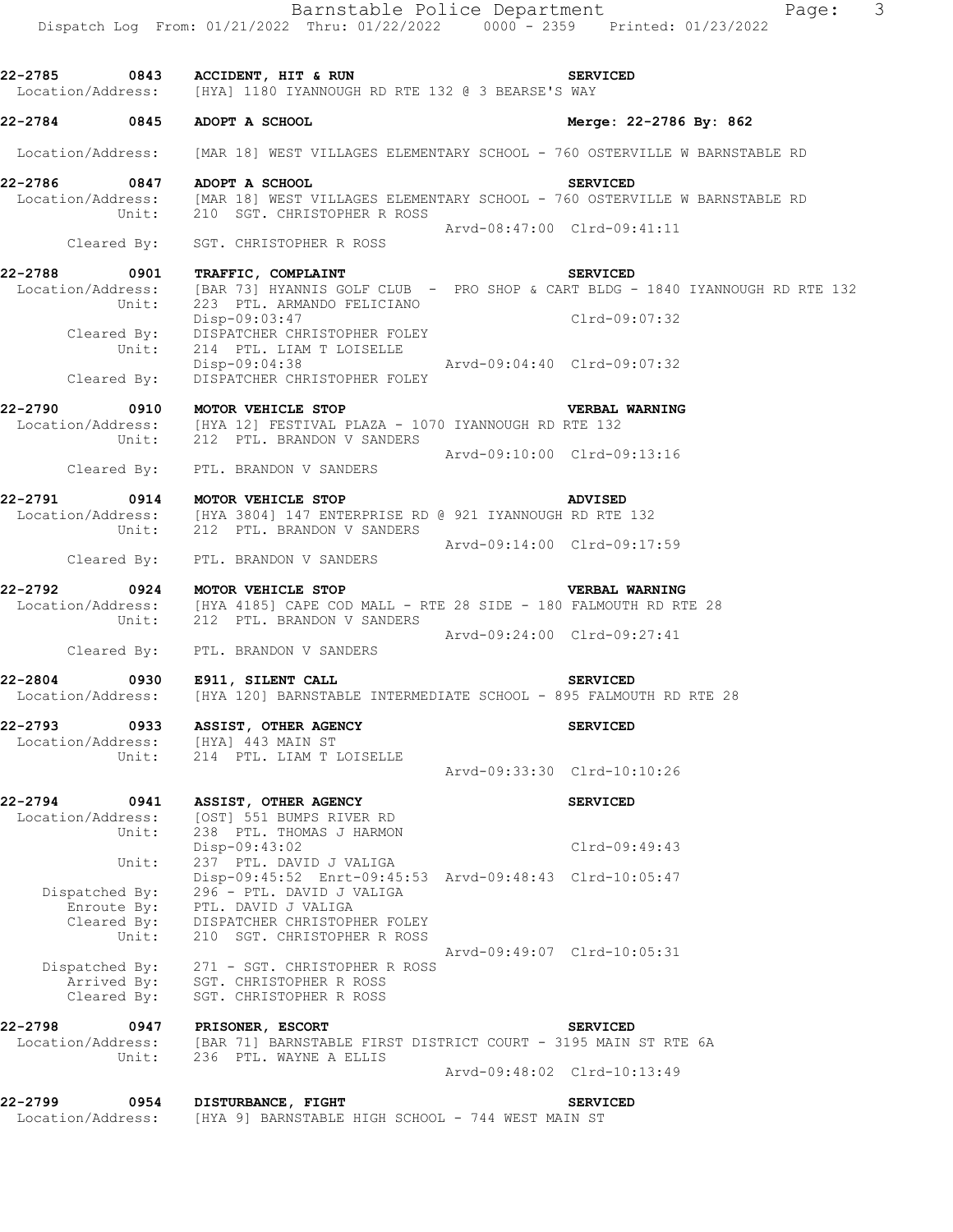**22-2785 0843 ACCIDENT, HIT & RUN** — SERVICED
Location/Address: [HYA] 1180 IYANNOUGH RD RTE 132 @ 3 BEARSE'S WAY

**22-2784 0845 ADOPT A SCHOOL** — Merge: 22-2786 By: 862
Location/Address: [MAR 18] WEST VILLAGES ELEMENTARY SCHOOL - 760 OSTERVILLE W BARNSTABLE RD

**22-2786 0847 ADOPT A SCHOOL** — SERVICED
Location/Address: [MAR 18] WEST VILLAGES ELEMENTARY SCHOOL - 760 OSTERVILLE W BARNSTABLE RD
Unit: 210 SGT. CHRISTOPHER R ROSS
Arvd-08:47:00 Clrd-09:41:11
Cleared By: SGT. CHRISTOPHER R ROSS

**22-2788 0901 TRAFFIC, COMPLAINT** — SERVICED
Location/Address: [BAR 73] HYANNIS GOLF CLUB - PRO SHOP & CART BLDG - 1840 IYANNOUGH RD RTE 132
Unit: 223 PTL. ARMANDO FELICIANO
Disp-09:03:47 Clrd-09:07:32
Cleared By: DISPATCHER CHRISTOPHER FOLEY
Unit: 214 PTL. LIAM T LOISELLE
Disp-09:04:38 Arvd-09:04:40 Clrd-09:07:32
Cleared By: DISPATCHER CHRISTOPHER FOLEY

**22-2790 0910 MOTOR VEHICLE STOP** — VERBAL WARNING
Location/Address: [HYA 12] FESTIVAL PLAZA - 1070 IYANNOUGH RD RTE 132
Unit: 212 PTL. BRANDON V SANDERS
Arvd-09:10:00 Clrd-09:13:16
Cleared By: PTL. BRANDON V SANDERS

**22-2791 0914 MOTOR VEHICLE STOP** — ADVISED
Location/Address: [HYA 3804] 147 ENTERPRISE RD @ 921 IYANNOUGH RD RTE 132
Unit: 212 PTL. BRANDON V SANDERS
Arvd-09:14:00 Clrd-09:17:59
Cleared By: PTL. BRANDON V SANDERS

**22-2792 0924 MOTOR VEHICLE STOP** — VERBAL WARNING
Location/Address: [HYA 4185] CAPE COD MALL - RTE 28 SIDE - 180 FALMOUTH RD RTE 28
Unit: 212 PTL. BRANDON V SANDERS
Arvd-09:24:00 Clrd-09:27:41
Cleared By: PTL. BRANDON V SANDERS

**22-2804 0930 E911, SILENT CALL** — SERVICED
Location/Address: [HYA 120] BARNSTABLE INTERMEDIATE SCHOOL - 895 FALMOUTH RD RTE 28

**22-2793 0933 ASSIST, OTHER AGENCY** — SERVICED
Location/Address: [HYA] 443 MAIN ST
Unit: 214 PTL. LIAM T LOISELLE
Arvd-09:33:30 Clrd-10:10:26

**22-2794 0941 ASSIST, OTHER AGENCY** — SERVICED
Location/Address: [OST] 551 BUMPS RIVER RD
Unit: 238 PTL. THOMAS J HARMON
Disp-09:43:02 Clrd-09:49:43
Unit: 237 PTL. DAVID J VALIGA
Disp-09:45:52 Enrt-09:45:53 Arvd-09:48:43 Clrd-10:05:47
Dispatched By: 296 - PTL. DAVID J VALIGA
Enroute By: PTL. DAVID J VALIGA
Cleared By: DISPATCHER CHRISTOPHER FOLEY
Unit: 210 SGT. CHRISTOPHER R ROSS
Arvd-09:49:07 Clrd-10:05:31
Dispatched By: 271 - SGT. CHRISTOPHER R ROSS
Arrived By: SGT. CHRISTOPHER R ROSS
Cleared By: SGT. CHRISTOPHER R ROSS

**22-2798 0947 PRISONER, ESCORT** — SERVICED
Location/Address: [BAR 71] BARNSTABLE FIRST DISTRICT COURT - 3195 MAIN ST RTE 6A
Unit: 236 PTL. WAYNE A ELLIS
Arvd-09:48:02 Clrd-10:13:49

**22-2799 0954 DISTURBANCE, FIGHT** — SERVICED
Location/Address: [HYA 9] BARNSTABLE HIGH SCHOOL - 744 WEST MAIN ST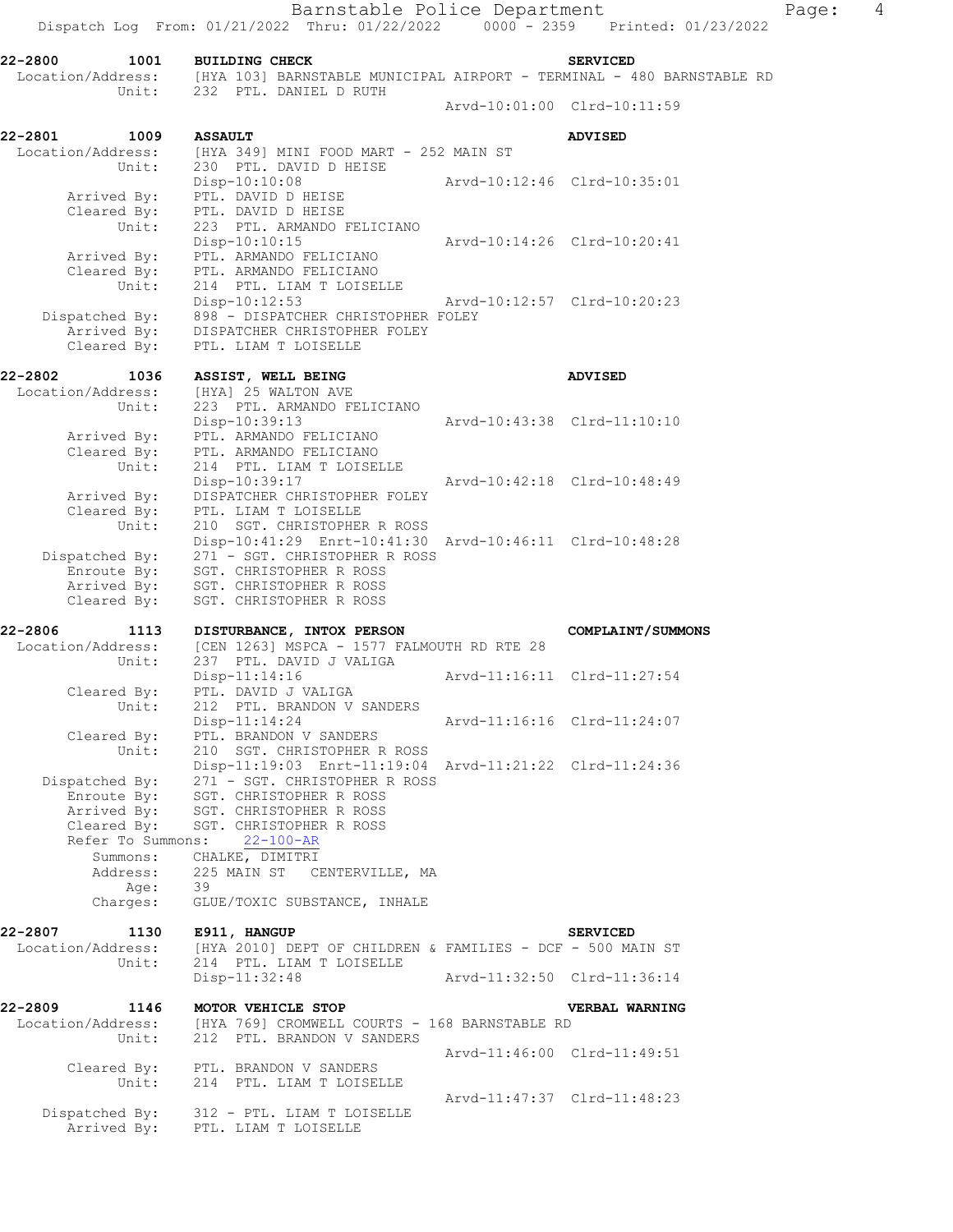**22-2800 1001 BUILDING CHECK** — **SERVICED**

Location/Address: [HYA 103] BARNSTABLE MUNICIPAL AIRPORT - TERMINAL - 480 BARNSTABLE RD
Unit: 232 PTL. DANIEL D RUTH
Arvd-10:01:00 Clrd-10:11:59

**22-2801 1009 ASSAULT** — **ADVISED**

Location/Address: [HYA 349] MINI FOOD MART - 252 MAIN ST
Unit: 230 PTL. DAVID D HEISE
Disp-10:10:08 Arvd-10:12:46 Clrd-10:35:01
Arrived By: PTL. DAVID D HEISE
Cleared By: PTL. DAVID D HEISE
Unit: 223 PTL. ARMANDO FELICIANO
Disp-10:10:15 Arvd-10:14:26 Clrd-10:20:41
Arrived By: PTL. ARMANDO FELICIANO
Cleared By: PTL. ARMANDO FELICIANO
Unit: 214 PTL. LIAM T LOISELLE
Disp-10:12:53 Arvd-10:12:57 Clrd-10:20:23
Dispatched By: 898 - DISPATCHER CHRISTOPHER FOLEY
Arrived By: DISPATCHER CHRISTOPHER FOLEY
Cleared By: PTL. LIAM T LOISELLE

**22-2802 1036 ASSIST, WELL BEING** — **ADVISED**

Location/Address: [HYA] 25 WALTON AVE
Unit: 223 PTL. ARMANDO FELICIANO
Disp-10:39:13 Arvd-10:43:38 Clrd-11:10:10
Arrived By: PTL. ARMANDO FELICIANO
Cleared By: PTL. ARMANDO FELICIANO
Unit: 214 PTL. LIAM T LOISELLE
Disp-10:39:17 Arvd-10:42:18 Clrd-10:48:49
Arrived By: DISPATCHER CHRISTOPHER FOLEY
Cleared By: PTL. LIAM T LOISELLE
Unit: 210 SGT. CHRISTOPHER R ROSS
Disp-10:41:29 Enrt-10:41:30 Arvd-10:46:11 Clrd-10:48:28
Dispatched By: 271 - SGT. CHRISTOPHER R ROSS
Enroute By: SGT. CHRISTOPHER R ROSS
Arrived By: SGT. CHRISTOPHER R ROSS
Cleared By: SGT. CHRISTOPHER R ROSS

**22-2806 1113 DISTURBANCE, INTOX PERSON** — **COMPLAINT/SUMMONS**

Location/Address: [CEN 1263] MSPCA - 1577 FALMOUTH RD RTE 28
Unit: 237 PTL. DAVID J VALIGA
Disp-11:14:16 Arvd-11:16:11 Clrd-11:27:54
Cleared By: PTL. DAVID J VALIGA
Unit: 212 PTL. BRANDON V SANDERS
Disp-11:14:24 Arvd-11:16:16 Clrd-11:24:07
Cleared By: PTL. BRANDON V SANDERS
Unit: 210 SGT. CHRISTOPHER R ROSS
Disp-11:19:03 Enrt-11:19:04 Arvd-11:21:22 Clrd-11:24:36
Dispatched By: 271 - SGT. CHRISTOPHER R ROSS
Enroute By: SGT. CHRISTOPHER R ROSS
Arrived By: SGT. CHRISTOPHER R ROSS
Cleared By: SGT. CHRISTOPHER R ROSS
Refer To Summons: 22-100-AR
Summons: CHALKE, DIMITRI
Address: 225 MAIN ST CENTERVILLE, MA
Age: 39
Charges: GLUE/TOXIC SUBSTANCE, INHALE

**22-2807 1130 E911, HANGUP** — **SERVICED**

Location/Address: [HYA 2010] DEPT OF CHILDREN & FAMILIES - DCF - 500 MAIN ST
Unit: 214 PTL. LIAM T LOISELLE
Disp-11:32:48 Arvd-11:32:50 Clrd-11:36:14

**22-2809 1146 MOTOR VEHICLE STOP** — **VERBAL WARNING**

Location/Address: [HYA 769] CROMWELL COURTS - 168 BARNSTABLE RD
Unit: 212 PTL. BRANDON V SANDERS
Arvd-11:46:00 Clrd-11:49:51
Cleared By: PTL. BRANDON V SANDERS
Unit: 214 PTL. LIAM T LOISELLE
Arvd-11:47:37 Clrd-11:48:23
Dispatched By: 312 - PTL. LIAM T LOISELLE
Arrived By: PTL. LIAM T LOISELLE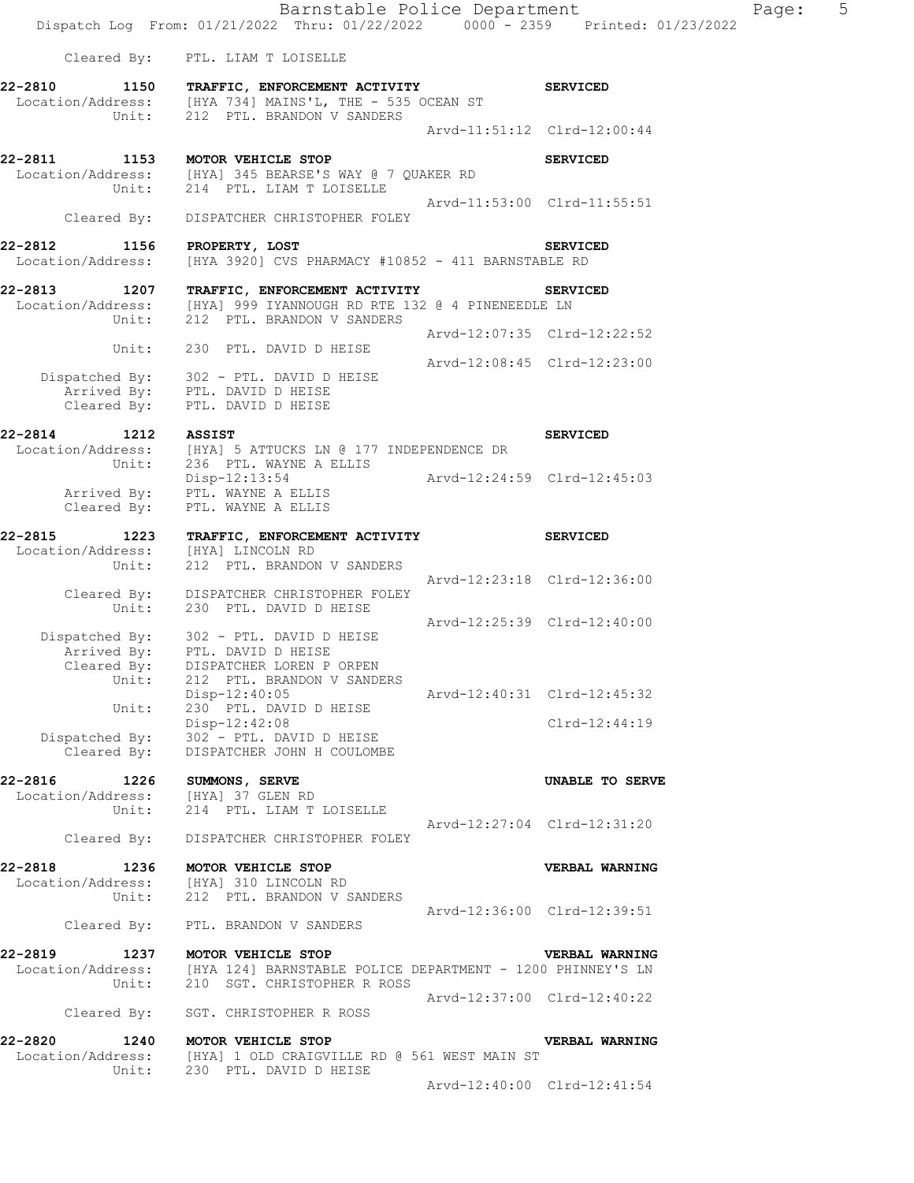Cleared By: PTL. LIAM T LOISELLE

**22-2810 1150 TRAFFIC, ENFORCEMENT ACTIVITY SERVICED**
Location/Address: [HYA 734] MAINS'L, THE - 535 OCEAN ST
Unit: 212 PTL. BRANDON V SANDERS
Arvd-11:51:12 Clrd-12:00:44

**22-2811 1153 MOTOR VEHICLE STOP SERVICED**
Location/Address: [HYA] 345 BEARSE'S WAY @ 7 QUAKER RD
Unit: 214 PTL. LIAM T LOISELLE
Arvd-11:53:00 Clrd-11:55:51
Cleared By: DISPATCHER CHRISTOPHER FOLEY

**22-2812 1156 PROPERTY, LOST SERVICED**
Location/Address: [HYA 3920] CVS PHARMACY #10852 - 411 BARNSTABLE RD

**22-2813 1207 TRAFFIC, ENFORCEMENT ACTIVITY SERVICED**
Location/Address: [HYA] 999 IYANNOUGH RD RTE 132 @ 4 PINENEEDLE LN
Unit: 212 PTL. BRANDON V SANDERS
Arvd-12:07:35 Clrd-12:22:52
Unit: 230 PTL. DAVID D HEISE
Arvd-12:08:45 Clrd-12:23:00
Dispatched By: 302 - PTL. DAVID D HEISE
Arrived By: PTL. DAVID D HEISE
Cleared By: PTL. DAVID D HEISE

**22-2814 1212 ASSIST SERVICED**
Location/Address: [HYA] 5 ATTUCKS LN @ 177 INDEPENDENCE DR
Unit: 236 PTL. WAYNE A ELLIS
Disp-12:13:54 Arvd-12:24:59 Clrd-12:45:03
Arrived By: PTL. WAYNE A ELLIS
Cleared By: PTL. WAYNE A ELLIS

**22-2815 1223 TRAFFIC, ENFORCEMENT ACTIVITY SERVICED**
Location/Address: [HYA] LINCOLN RD
Unit: 212 PTL. BRANDON V SANDERS
Arvd-12:23:18 Clrd-12:36:00
Cleared By: DISPATCHER CHRISTOPHER FOLEY
Unit: 230 PTL. DAVID D HEISE
Arvd-12:25:39 Clrd-12:40:00
Dispatched By: 302 - PTL. DAVID D HEISE
Arrived By: PTL. DAVID D HEISE
Cleared By: DISPATCHER LOREN P ORPEN
Unit: 212 PTL. BRANDON V SANDERS
Disp-12:40:05 Arvd-12:40:31 Clrd-12:45:32
Unit: 230 PTL. DAVID D HEISE
Disp-12:42:08 Clrd-12:44:19
Dispatched By: 302 - PTL. DAVID D HEISE
Cleared By: DISPATCHER JOHN H COULOMBE

**22-2816 1226 SUMMONS, SERVE UNABLE TO SERVE**
Location/Address: [HYA] 37 GLEN RD
Unit: 214 PTL. LIAM T LOISELLE
Arvd-12:27:04 Clrd-12:31:20
Cleared By: DISPATCHER CHRISTOPHER FOLEY

**22-2818 1236 MOTOR VEHICLE STOP VERBAL WARNING**
Location/Address: [HYA] 310 LINCOLN RD
Unit: 212 PTL. BRANDON V SANDERS
Arvd-12:36:00 Clrd-12:39:51
Cleared By: PTL. BRANDON V SANDERS

**22-2819 1237 MOTOR VEHICLE STOP VERBAL WARNING**
Location/Address: [HYA 124] BARNSTABLE POLICE DEPARTMENT - 1200 PHINNEY'S LN
Unit: 210 SGT. CHRISTOPHER R ROSS
Arvd-12:37:00 Clrd-12:40:22
Cleared By: SGT. CHRISTOPHER R ROSS

**22-2820 1240 MOTOR VEHICLE STOP VERBAL WARNING**
Location/Address: [HYA] 1 OLD CRAIGVILLE RD @ 561 WEST MAIN ST
Unit: 230 PTL. DAVID D HEISE
Arvd-12:40:00 Clrd-12:41:54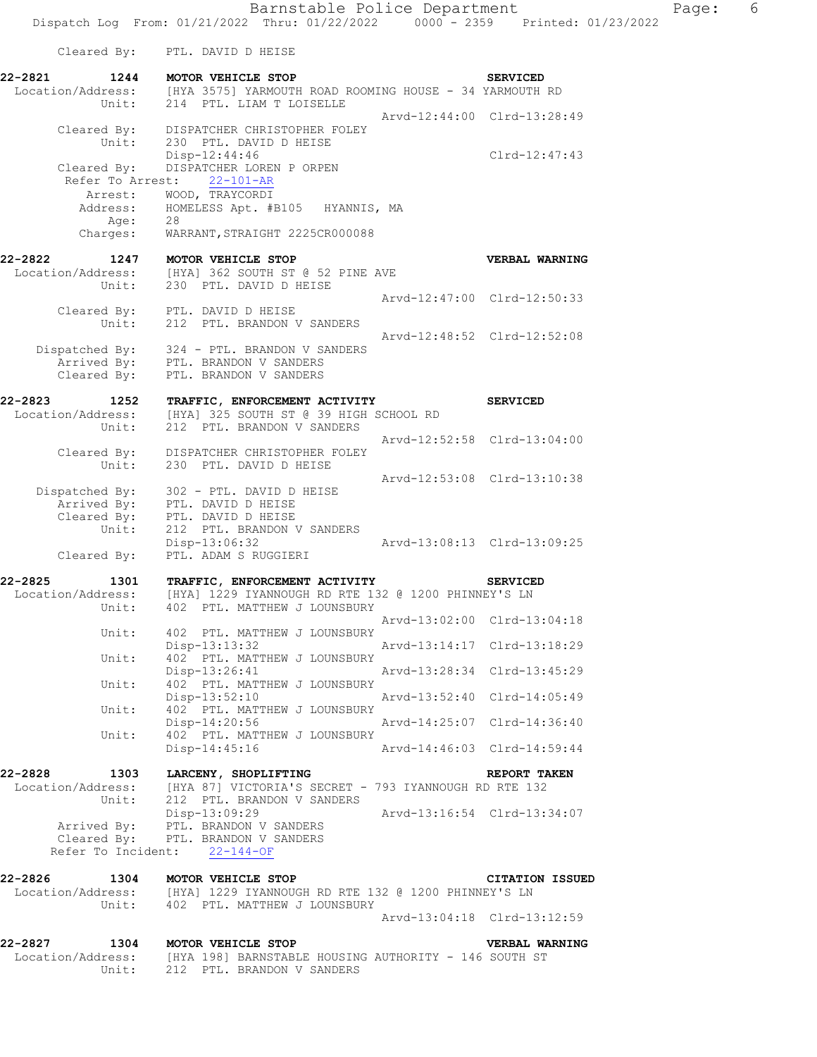Cleared By: PTL. DAVID D HEISE

**22-2821 1244 MOTOR VEHICLE STOP SERVICED**
Location/Address: [HYA 3575] YARMOUTH ROAD ROOMING HOUSE - 34 YARMOUTH RD
Unit: 214 PTL. LIAM T LOISELLE
Arvd-12:44:00 Clrd-13:28:49
Cleared By: DISPATCHER CHRISTOPHER FOLEY
Unit: 230 PTL. DAVID D HEISE
Disp-12:44:46 Clrd-12:47:43
Cleared By: DISPATCHER LOREN P ORPEN
Refer To Arrest: 22-101-AR
Arrest: WOOD, TRAYCORDI
Address: HOMELESS Apt. #B105 HYANNIS, MA
Age: 28
Charges: WARRANT,STRAIGHT 2225CR000088

**22-2822 1247 MOTOR VEHICLE STOP VERBAL WARNING**
Location/Address: [HYA] 362 SOUTH ST @ 52 PINE AVE
Unit: 230 PTL. DAVID D HEISE
Arvd-12:47:00 Clrd-12:50:33
Cleared By: PTL. DAVID D HEISE
Unit: 212 PTL. BRANDON V SANDERS
Arvd-12:48:52 Clrd-12:52:08
Dispatched By: 324 - PTL. BRANDON V SANDERS
Arrived By: PTL. BRANDON V SANDERS
Cleared By: PTL. BRANDON V SANDERS

**22-2823 1252 TRAFFIC, ENFORCEMENT ACTIVITY SERVICED**
Location/Address: [HYA] 325 SOUTH ST @ 39 HIGH SCHOOL RD
Unit: 212 PTL. BRANDON V SANDERS
Arvd-12:52:58 Clrd-13:04:00
Cleared By: DISPATCHER CHRISTOPHER FOLEY
Unit: 230 PTL. DAVID D HEISE
Arvd-12:53:08 Clrd-13:10:38
Dispatched By: 302 - PTL. DAVID D HEISE
Arrived By: PTL. DAVID D HEISE
Cleared By: PTL. DAVID D HEISE
Unit: 212 PTL. BRANDON V SANDERS
Disp-13:06:32 Arvd-13:08:13 Clrd-13:09:25
Cleared By: PTL. ADAM S RUGGIERI

**22-2825 1301 TRAFFIC, ENFORCEMENT ACTIVITY SERVICED**
Location/Address: [HYA] 1229 IYANNOUGH RD RTE 132 @ 1200 PHINNEY'S LN
Unit: 402 PTL. MATTHEW J LOUNSBURY
Arvd-13:02:00 Clrd-13:04:18
Unit: 402 PTL. MATTHEW J LOUNSBURY
Disp-13:13:32 Arvd-13:14:17 Clrd-13:18:29
Unit: 402 PTL. MATTHEW J LOUNSBURY
Disp-13:26:41 Arvd-13:28:34 Clrd-13:45:29
Unit: 402 PTL. MATTHEW J LOUNSBURY
Disp-13:52:10 Arvd-13:52:40 Clrd-14:05:49
Unit: 402 PTL. MATTHEW J LOUNSBURY
Disp-14:20:56 Arvd-14:25:07 Clrd-14:36:40
Unit: 402 PTL. MATTHEW J LOUNSBURY
Disp-14:45:16 Arvd-14:46:03 Clrd-14:59:44

**22-2828 1303 LARCENY, SHOPLIFTING REPORT TAKEN**
Location/Address: [HYA 87] VICTORIA'S SECRET - 793 IYANNOUGH RD RTE 132
Unit: 212 PTL. BRANDON V SANDERS
Disp-13:09:29 Arvd-13:16:54 Clrd-13:34:07
Arrived By: PTL. BRANDON V SANDERS
Cleared By: PTL. BRANDON V SANDERS
Refer To Incident: 22-144-OF

**22-2826 1304 MOTOR VEHICLE STOP CITATION ISSUED**
Location/Address: [HYA] 1229 IYANNOUGH RD RTE 132 @ 1200 PHINNEY'S LN
Unit: 402 PTL. MATTHEW J LOUNSBURY
Arvd-13:04:18 Clrd-13:12:59

**22-2827 1304 MOTOR VEHICLE STOP VERBAL WARNING**
Location/Address: [HYA 198] BARNSTABLE HOUSING AUTHORITY - 146 SOUTH ST
Unit: 212 PTL. BRANDON V SANDERS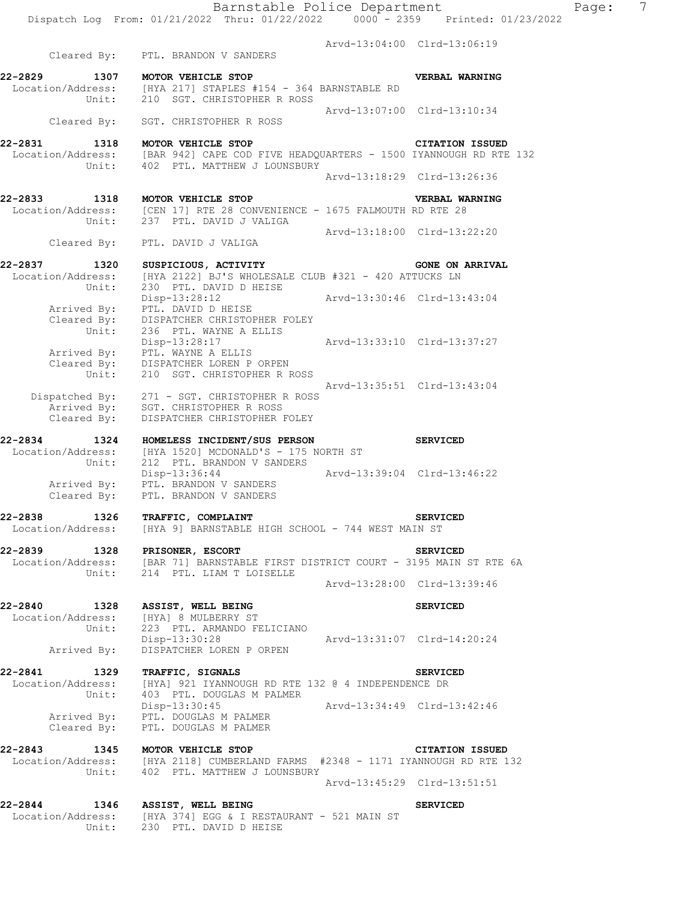Arvd-13:04:00 Clrd-13:06:19
Cleared By: PTL. BRANDON V SANDERS

**22-2829 1307 MOTOR VEHICLE STOP** **VERBAL WARNING**
Location/Address: [HYA 217] STAPLES #154 - 364 BARNSTABLE RD
Unit: 210 SGT. CHRISTOPHER R ROSS
Arvd-13:07:00 Clrd-13:10:34
Cleared By: SGT. CHRISTOPHER R ROSS

**22-2831 1318 MOTOR VEHICLE STOP** **CITATION ISSUED**
Location/Address: [BAR 942] CAPE COD FIVE HEADQUARTERS - 1500 IYANNOUGH RD RTE 132
Unit: 402 PTL. MATTHEW J LOUNSBURY
Arvd-13:18:29 Clrd-13:26:36

**22-2833 1318 MOTOR VEHICLE STOP** **VERBAL WARNING**
Location/Address: [CEN 17] RTE 28 CONVENIENCE - 1675 FALMOUTH RD RTE 28
Unit: 237 PTL. DAVID J VALIGA
Arvd-13:18:00 Clrd-13:22:20
Cleared By: PTL. DAVID J VALIGA

**22-2837 1320 SUSPICIOUS, ACTIVITY** **GONE ON ARRIVAL**
Location/Address: [HYA 2122] BJ'S WHOLESALE CLUB #321 - 420 ATTUCKS LN
Unit: 230 PTL. DAVID D HEISE
Disp-13:28:12 Arvd-13:30:46 Clrd-13:43:04
Arrived By: PTL. DAVID D HEISE
Cleared By: DISPATCHER CHRISTOPHER FOLEY
Unit: 236 PTL. WAYNE A ELLIS
Disp-13:28:17 Arvd-13:33:10 Clrd-13:37:27
Arrived By: PTL. WAYNE A ELLIS
Cleared By: DISPATCHER LOREN P ORPEN
Unit: 210 SGT. CHRISTOPHER R ROSS
Arvd-13:35:51 Clrd-13:43:04
Dispatched By: 271 - SGT. CHRISTOPHER R ROSS
Arrived By: SGT. CHRISTOPHER R ROSS
Cleared By: DISPATCHER CHRISTOPHER FOLEY

**22-2834 1324 HOMELESS INCIDENT/SUS PERSON** **SERVICED**
Location/Address: [HYA 1520] MCDONALD'S - 175 NORTH ST
Unit: 212 PTL. BRANDON V SANDERS
Disp-13:36:44 Arvd-13:39:04 Clrd-13:46:22
Arrived By: PTL. BRANDON V SANDERS
Cleared By: PTL. BRANDON V SANDERS

**22-2838 1326 TRAFFIC, COMPLAINT** **SERVICED**
Location/Address: [HYA 9] BARNSTABLE HIGH SCHOOL - 744 WEST MAIN ST

**22-2839 1328 PRISONER, ESCORT** **SERVICED**
Location/Address: [BAR 71] BARNSTABLE FIRST DISTRICT COURT - 3195 MAIN ST RTE 6A
Unit: 214 PTL. LIAM T LOISELLE
Arvd-13:28:00 Clrd-13:39:46

**22-2840 1328 ASSIST, WELL BEING** **SERVICED**
Location/Address: [HYA] 8 MULBERRY ST
Unit: 223 PTL. ARMANDO FELICIANO
Disp-13:30:28 Arvd-13:31:07 Clrd-14:20:24
Arrived By: DISPATCHER LOREN P ORPEN

**22-2841 1329 TRAFFIC, SIGNALS** **SERVICED**
Location/Address: [HYA] 921 IYANNOUGH RD RTE 132 @ 4 INDEPENDENCE DR
Unit: 403 PTL. DOUGLAS M PALMER
Disp-13:30:45 Arvd-13:34:49 Clrd-13:42:46
Arrived By: PTL. DOUGLAS M PALMER
Cleared By: PTL. DOUGLAS M PALMER

**22-2843 1345 MOTOR VEHICLE STOP** **CITATION ISSUED**
Location/Address: [HYA 2118] CUMBERLAND FARMS #2348 - 1171 IYANNOUGH RD RTE 132
Unit: 402 PTL. MATTHEW J LOUNSBURY
Arvd-13:45:29 Clrd-13:51:51

**22-2844 1346 ASSIST, WELL BEING** **SERVICED**
Location/Address: [HYA 374] EGG & I RESTAURANT - 521 MAIN ST
Unit: 230 PTL. DAVID D HEISE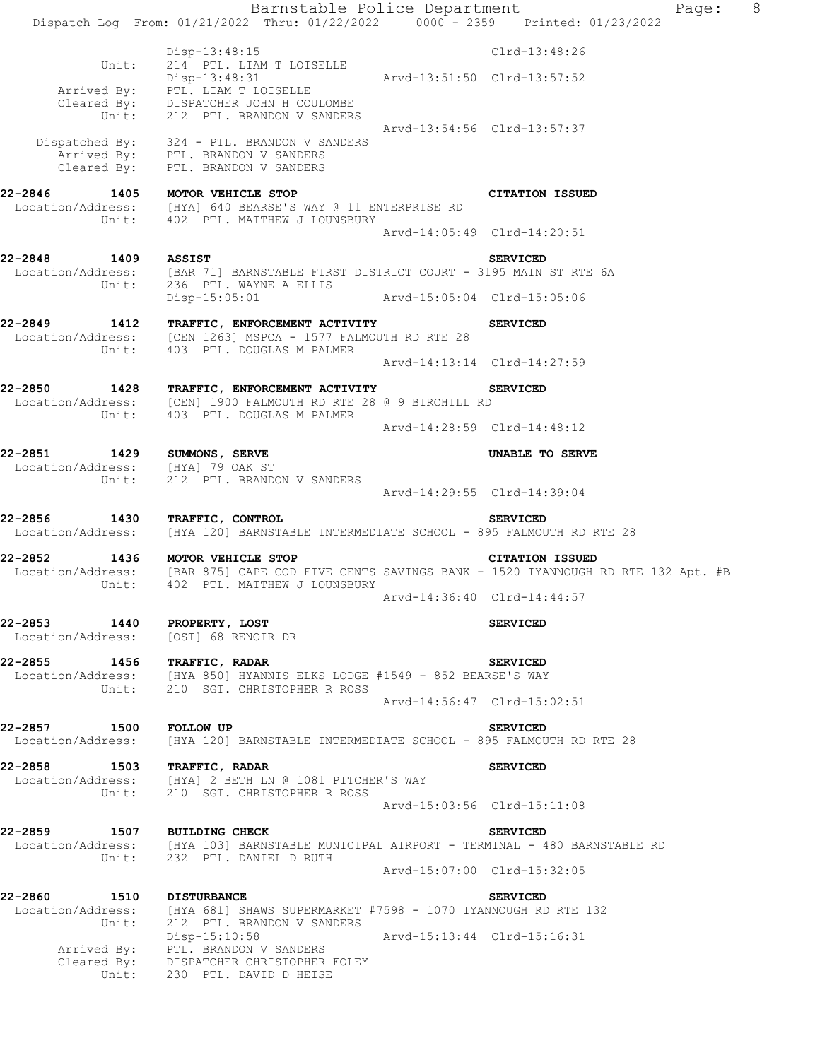```
                 Disp-13:48:15                                  Clrd-13:48:26
          Unit:  214  PTL. LIAM T LOISELLE
                 Disp-13:48:31              Arvd-13:51:50  Clrd-13:57:52
    Arrived By:  PTL. LIAM T LOISELLE
    Cleared By:  DISPATCHER JOHN H COULOMBE
          Unit:  212  PTL. BRANDON V SANDERS
                                            Arvd-13:54:56  Clrd-13:57:37
 Dispatched By:  324 - PTL. BRANDON V SANDERS
    Arrived By:  PTL. BRANDON V SANDERS
    Cleared By:  PTL. BRANDON V SANDERS

22-2846     1405   MOTOR VEHICLE STOP                              CITATION ISSUED
 Location/Address:  [HYA] 640 BEARSE'S WAY @ 11 ENTERPRISE RD
          Unit:  402  PTL. MATTHEW J LOUNSBURY
                                            Arvd-14:05:49  Clrd-14:20:51

22-2848     1409   ASSIST                                          SERVICED
 Location/Address:  [BAR 71] BARNSTABLE FIRST DISTRICT COURT - 3195 MAIN ST RTE 6A
          Unit:  236  PTL. WAYNE A ELLIS
                 Disp-15:05:01              Arvd-15:05:04  Clrd-15:05:06

22-2849     1412   TRAFFIC, ENFORCEMENT ACTIVITY                   SERVICED
 Location/Address:  [CEN 1263] MSPCA - 1577 FALMOUTH RD RTE 28
          Unit:  403  PTL. DOUGLAS M PALMER
                                            Arvd-14:13:14  Clrd-14:27:59

22-2850     1428   TRAFFIC, ENFORCEMENT ACTIVITY                   SERVICED
 Location/Address:  [CEN] 1900 FALMOUTH RD RTE 28 @ 9 BIRCHILL RD
          Unit:  403  PTL. DOUGLAS M PALMER
                                            Arvd-14:28:59  Clrd-14:48:12

22-2851     1429   SUMMONS, SERVE                                  UNABLE TO SERVE
 Location/Address:  [HYA] 79 OAK ST
          Unit:  212  PTL. BRANDON V SANDERS
                                            Arvd-14:29:55  Clrd-14:39:04

22-2856     1430   TRAFFIC, CONTROL                                SERVICED
 Location/Address:  [HYA 120] BARNSTABLE INTERMEDIATE SCHOOL - 895 FALMOUTH RD RTE 28

22-2852     1436   MOTOR VEHICLE STOP                              CITATION ISSUED
 Location/Address:  [BAR 875] CAPE COD FIVE CENTS SAVINGS BANK - 1520 IYANNOUGH RD RTE 132 Apt. #B
          Unit:  402  PTL. MATTHEW J LOUNSBURY
                                            Arvd-14:36:40  Clrd-14:44:57

22-2853     1440   PROPERTY, LOST                                  SERVICED
 Location/Address:  [OST] 68 RENOIR DR

22-2855     1456   TRAFFIC, RADAR                                  SERVICED
 Location/Address:  [HYA 850] HYANNIS ELKS LODGE #1549 - 852 BEARSE'S WAY
          Unit:  210  SGT. CHRISTOPHER R ROSS
                                            Arvd-14:56:47  Clrd-15:02:51

22-2857     1500   FOLLOW UP                                       SERVICED
 Location/Address:  [HYA 120] BARNSTABLE INTERMEDIATE SCHOOL - 895 FALMOUTH RD RTE 28

22-2858     1503   TRAFFIC, RADAR                                  SERVICED
 Location/Address:  [HYA] 2 BETH LN @ 1081 PITCHER'S WAY
          Unit:  210  SGT. CHRISTOPHER R ROSS
                                            Arvd-15:03:56  Clrd-15:11:08

22-2859     1507   BUILDING CHECK                                  SERVICED
 Location/Address:  [HYA 103] BARNSTABLE MUNICIPAL AIRPORT - TERMINAL - 480 BARNSTABLE RD
          Unit:  232  PTL. DANIEL D RUTH
                                            Arvd-15:07:00  Clrd-15:32:05

22-2860     1510   DISTURBANCE                                     SERVICED
 Location/Address:  [HYA 681] SHAWS SUPERMARKET #7598 - 1070 IYANNOUGH RD RTE 132
          Unit:  212  PTL. BRANDON V SANDERS
                 Disp-15:10:58              Arvd-15:13:44  Clrd-15:16:31
    Arrived By:  PTL. BRANDON V SANDERS
    Cleared By:  DISPATCHER CHRISTOPHER FOLEY
          Unit:  230  PTL. DAVID D HEISE
```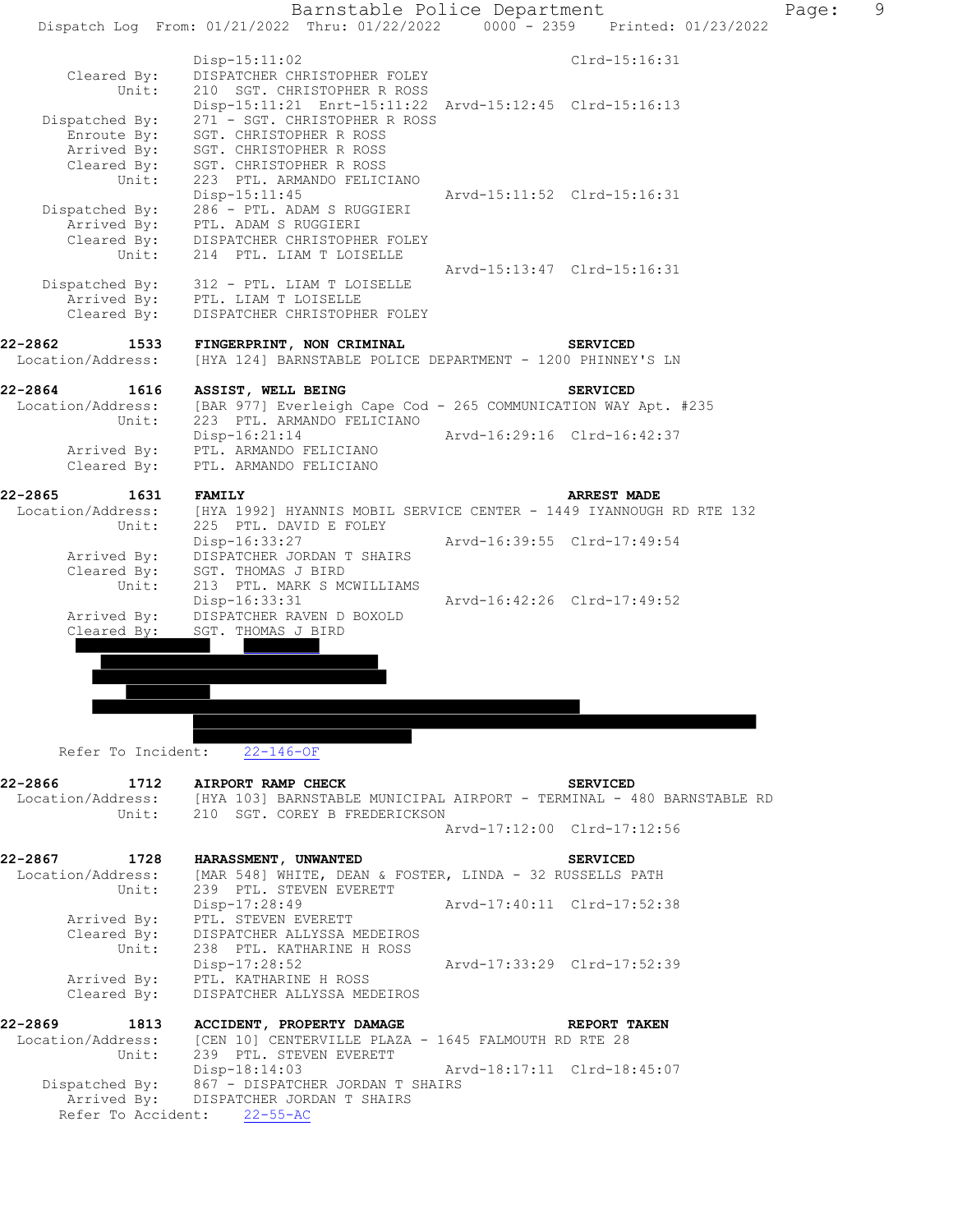```
                    Disp-15:11:02                                   Clrd-15:16:31
        Cleared By:     DISPATCHER CHRISTOPHER FOLEY
              Unit:     210  SGT. CHRISTOPHER R ROSS
                    Disp-15:11:21  Enrt-15:11:22  Arvd-15:12:45  Clrd-15:16:13
     Dispatched By:     271 - SGT. CHRISTOPHER R ROSS
         Enroute By:     SGT. CHRISTOPHER R ROSS
        Arrived By:     SGT. CHRISTOPHER R ROSS
        Cleared By:     SGT. CHRISTOPHER R ROSS
              Unit:     223  PTL. ARMANDO FELICIANO
                    Disp-15:11:45                  Arvd-15:11:52  Clrd-15:16:31
     Dispatched By:     286 - PTL. ADAM S RUGGIERI
        Arrived By:     PTL. ADAM S RUGGIERI
        Cleared By:     DISPATCHER CHRISTOPHER FOLEY
              Unit:     214  PTL. LIAM T LOISELLE
                                                   Arvd-15:13:47  Clrd-15:16:31
     Dispatched By:     312 - PTL. LIAM T LOISELLE
        Arrived By:     PTL. LIAM T LOISELLE
        Cleared By:     DISPATCHER CHRISTOPHER FOLEY

22-2862         1533    FINGERPRINT, NON CRIMINAL                       SERVICED
  Location/Address:     [HYA 124] BARNSTABLE POLICE DEPARTMENT - 1200 PHINNEY'S LN

22-2864         1616    ASSIST, WELL BEING                              SERVICED
  Location/Address:     [BAR 977] Everleigh Cape Cod - 265 COMMUNICATION WAY Apt. #235
              Unit:     223  PTL. ARMANDO FELICIANO
                    Disp-16:21:14                  Arvd-16:29:16  Clrd-16:42:37
        Arrived By:     PTL. ARMANDO FELICIANO
        Cleared By:     PTL. ARMANDO FELICIANO

22-2865         1631    FAMILY                                          ARREST MADE
  Location/Address:     [HYA 1992] HYANNIS MOBIL SERVICE CENTER - 1449 IYANNOUGH RD RTE 132
              Unit:     225  PTL. DAVID E FOLEY
                    Disp-16:33:27                  Arvd-16:39:55  Clrd-17:49:54
        Arrived By:     DISPATCHER JORDAN T SHAIRS
        Cleared By:     SGT. THOMAS J BIRD
              Unit:     213  PTL. MARK S MCWILLIAMS
                    Disp-16:33:31                  Arvd-16:42:26  Clrd-17:49:52
        Arrived By:     DISPATCHER RAVEN D BOXOLD
        Cleared By:     SGT. THOMAS J BIRD

   Refer To Incident:    22-146-OF

22-2866         1712    AIRPORT RAMP CHECK                              SERVICED
  Location/Address:     [HYA 103] BARNSTABLE MUNICIPAL AIRPORT - TERMINAL - 480 BARNSTABLE RD
              Unit:     210  SGT. COREY B FREDERICKSON
                                                   Arvd-17:12:00  Clrd-17:12:56

22-2867         1728    HARASSMENT, UNWANTED                            SERVICED
  Location/Address:     [MAR 548] WHITE, DEAN & FOSTER, LINDA - 32 RUSSELLS PATH
              Unit:     239  PTL. STEVEN EVERETT
                    Disp-17:28:49                  Arvd-17:40:11  Clrd-17:52:38
        Arrived By:     PTL. STEVEN EVERETT
        Cleared By:     DISPATCHER ALLYSSA MEDEIROS
              Unit:     238  PTL. KATHARINE H ROSS
                    Disp-17:28:52                  Arvd-17:33:29  Clrd-17:52:39
        Arrived By:     PTL. KATHARINE H ROSS
        Cleared By:     DISPATCHER ALLYSSA MEDEIROS

22-2869         1813    ACCIDENT, PROPERTY DAMAGE                       REPORT TAKEN
  Location/Address:     [CEN 10] CENTERVILLE PLAZA - 1645 FALMOUTH RD RTE 28
              Unit:     239  PTL. STEVEN EVERETT
                    Disp-18:14:03                  Arvd-18:17:11  Clrd-18:45:07
     Dispatched By:     867 - DISPATCHER JORDAN T SHAIRS
        Arrived By:     DISPATCHER JORDAN T SHAIRS
   Refer To Accident:    22-55-AC
```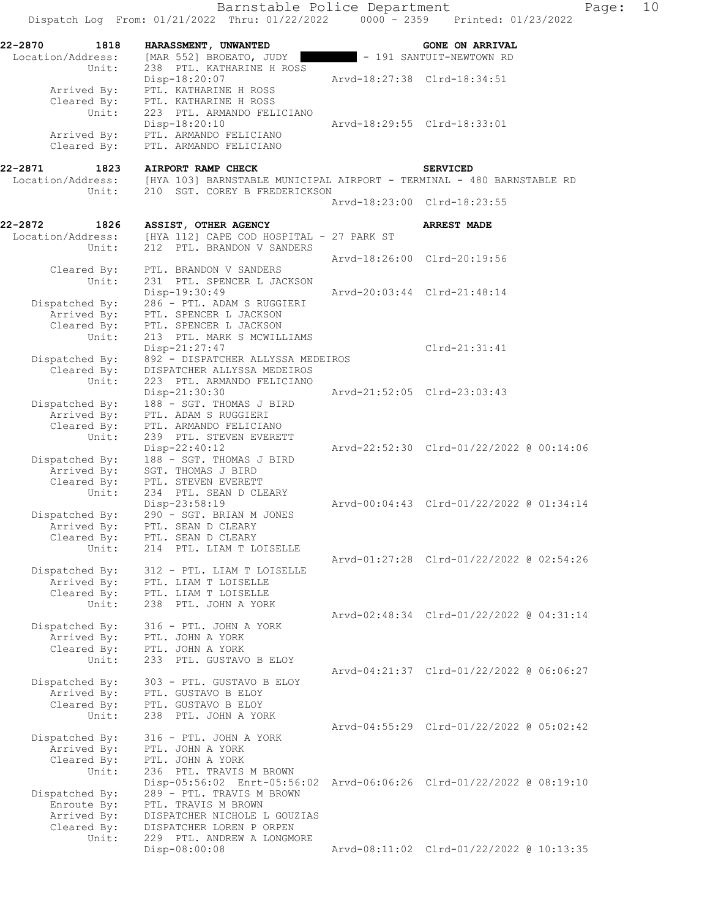**22-2870 1818 HARASSMENT, UNWANTED** — **GONE ON ARRIVAL**

```
Location/Address:  [MAR 552] BROEATO, JUDY  - 191 SANTUIT-NEWTOWN RD
           Unit:   238 PTL. KATHARINE H ROSS
                   Disp-18:20:07              Arvd-18:27:38  Clrd-18:34:51
    Arrived By:    PTL. KATHARINE H ROSS
    Cleared By:    PTL. KATHARINE H ROSS
           Unit:   223 PTL. ARMANDO FELICIANO
                   Disp-18:20:10              Arvd-18:29:55  Clrd-18:33:01
    Arrived By:    PTL. ARMANDO FELICIANO
    Cleared By:    PTL. ARMANDO FELICIANO
```

**22-2871 1823 AIRPORT RAMP CHECK** — **SERVICED**

```
Location/Address:  [HYA 103] BARNSTABLE MUNICIPAL AIRPORT - TERMINAL - 480 BARNSTABLE RD
           Unit:   210 SGT. COREY B FREDERICKSON
                                              Arvd-18:23:00  Clrd-18:23:55
```

**22-2872 1826 ASSIST, OTHER AGENCY** — **ARREST MADE**

```
Location/Address:  [HYA 112] CAPE COD HOSPITAL - 27 PARK ST
           Unit:   212 PTL. BRANDON V SANDERS
                                              Arvd-18:26:00  Clrd-20:19:56
    Cleared By:    PTL. BRANDON V SANDERS
           Unit:   231 PTL. SPENCER L JACKSON
                   Disp-19:30:49              Arvd-20:03:44  Clrd-21:48:14
 Dispatched By:    286 - PTL. ADAM S RUGGIERI
    Arrived By:    PTL. SPENCER L JACKSON
    Cleared By:    PTL. SPENCER L JACKSON
           Unit:   213 PTL. MARK S MCWILLIAMS
                   Disp-21:27:47                             Clrd-21:31:41
 Dispatched By:    892 - DISPATCHER ALLYSSA MEDEIROS
    Cleared By:    DISPATCHER ALLYSSA MEDEIROS
           Unit:   223 PTL. ARMANDO FELICIANO
                   Disp-21:30:30              Arvd-21:52:05  Clrd-23:03:43
 Dispatched By:    188 - SGT. THOMAS J BIRD
    Arrived By:    PTL. ADAM S RUGGIERI
    Cleared By:    PTL. ARMANDO FELICIANO
           Unit:   239 PTL. STEVEN EVERETT
                   Disp-22:40:12              Arvd-22:52:30  Clrd-01/22/2022 @ 00:14:06
 Dispatched By:    188 - SGT. THOMAS J BIRD
    Arrived By:    SGT. THOMAS J BIRD
    Cleared By:    PTL. STEVEN EVERETT
           Unit:   234 PTL. SEAN D CLEARY
                   Disp-23:58:19              Arvd-00:04:43  Clrd-01/22/2022 @ 01:34:14
 Dispatched By:    290 - SGT. BRIAN M JONES
    Arrived By:    PTL. SEAN D CLEARY
    Cleared By:    PTL. SEAN D CLEARY
           Unit:   214 PTL. LIAM T LOISELLE
                                              Arvd-01:27:28  Clrd-01/22/2022 @ 02:54:26
 Dispatched By:    312 - PTL. LIAM T LOISELLE
    Arrived By:    PTL. LIAM T LOISELLE
    Cleared By:    PTL. LIAM T LOISELLE
           Unit:   238 PTL. JOHN A YORK
                                              Arvd-02:48:34  Clrd-01/22/2022 @ 04:31:14
 Dispatched By:    316 - PTL. JOHN A YORK
    Arrived By:    PTL. JOHN A YORK
    Cleared By:    PTL. JOHN A YORK
           Unit:   233 PTL. GUSTAVO B ELOY
                                              Arvd-04:21:37  Clrd-01/22/2022 @ 06:06:27
 Dispatched By:    303 - PTL. GUSTAVO B ELOY
    Arrived By:    PTL. GUSTAVO B ELOY
    Cleared By:    PTL. GUSTAVO B ELOY
           Unit:   238 PTL. JOHN A YORK
                                              Arvd-04:55:29  Clrd-01/22/2022 @ 05:02:42
 Dispatched By:    316 - PTL. JOHN A YORK
    Arrived By:    PTL. JOHN A YORK
    Cleared By:    PTL. JOHN A YORK
           Unit:   236 PTL. TRAVIS M BROWN
                   Disp-05:56:02 Enrt-05:56:02 Arvd-06:06:26  Clrd-01/22/2022 @ 08:19:10
 Dispatched By:    289 - PTL. TRAVIS M BROWN
    Enroute By:    PTL. TRAVIS M BROWN
    Arrived By:    DISPATCHER NICHOLE L GOUZIAS
    Cleared By:    DISPATCHER LOREN P ORPEN
           Unit:   229 PTL. ANDREW A LONGMORE
                   Disp-08:00:08              Arvd-08:11:02  Clrd-01/22/2022 @ 10:13:35
```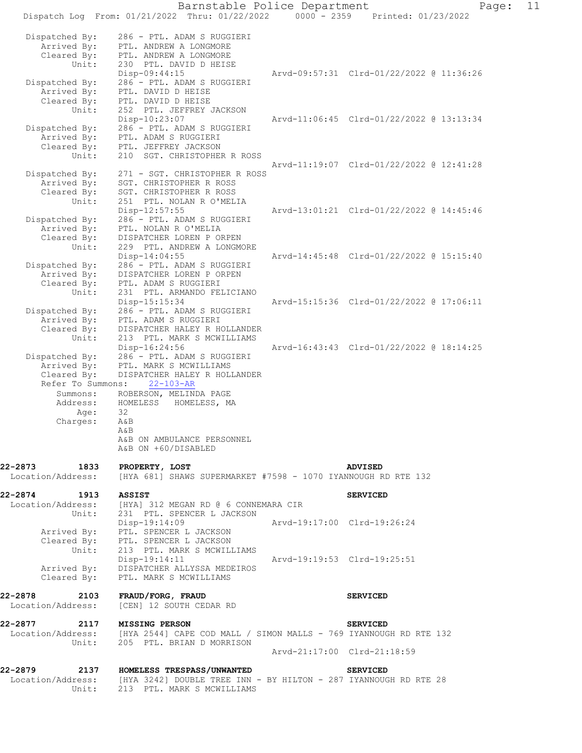```
Dispatched By:    286 - PTL. ADAM S RUGGIERI
  Arrived By:     PTL. ANDREW A LONGMORE
  Cleared By:     PTL. ANDREW A LONGMORE
        Unit:     230  PTL. DAVID D HEISE
                  Disp-09:44:15                    Arvd-09:57:31  Clrd-01/22/2022 @ 11:36:26
Dispatched By:    286 - PTL. ADAM S RUGGIERI
  Arrived By:     PTL. DAVID D HEISE
  Cleared By:     PTL. DAVID D HEISE
        Unit:     252  PTL. JEFFREY JACKSON
                  Disp-10:23:07                    Arvd-11:06:45  Clrd-01/22/2022 @ 13:13:34
Dispatched By:    286 - PTL. ADAM S RUGGIERI
  Arrived By:     PTL. ADAM S RUGGIERI
  Cleared By:     PTL. JEFFREY JACKSON
        Unit:     210  SGT. CHRISTOPHER R ROSS
                                                   Arvd-11:19:07  Clrd-01/22/2022 @ 12:41:28
Dispatched By:    271 - SGT. CHRISTOPHER R ROSS
  Arrived By:     SGT. CHRISTOPHER R ROSS
  Cleared By:     SGT. CHRISTOPHER R ROSS
        Unit:     251  PTL. NOLAN R O'MELIA
                  Disp-12:57:55                    Arvd-13:01:21  Clrd-01/22/2022 @ 14:45:46
Dispatched By:    286 - PTL. ADAM S RUGGIERI
  Arrived By:     PTL. NOLAN R O'MELIA
  Cleared By:     DISPATCHER LOREN P ORPEN
        Unit:     229  PTL. ANDREW A LONGMORE
                  Disp-14:04:55                    Arvd-14:45:48  Clrd-01/22/2022 @ 15:15:40
Dispatched By:    286 - PTL. ADAM S RUGGIERI
  Arrived By:     DISPATCHER LOREN P ORPEN
  Cleared By:     PTL. ADAM S RUGGIERI
        Unit:     231  PTL. ARMANDO FELICIANO
                  Disp-15:15:34                    Arvd-15:15:36  Clrd-01/22/2022 @ 17:06:11
Dispatched By:    286 - PTL. ADAM S RUGGIERI
  Arrived By:     PTL. ADAM S RUGGIERI
  Cleared By:     DISPATCHER HALEY R HOLLANDER
        Unit:     213  PTL. MARK S MCWILLIAMS
                  Disp-16:24:56                    Arvd-16:43:43  Clrd-01/22/2022 @ 18:14:25
Dispatched By:    286 - PTL. ADAM S RUGGIERI
  Arrived By:     PTL. MARK S MCWILLIAMS
  Cleared By:     DISPATCHER HALEY R HOLLANDER
  Refer To Summons:    22-103-AR
     Summons:     ROBERSON, MELINDA PAGE
     Address:     HOMELESS   HOMELESS, MA
         Age:     32
     Charges:     A&B
                  A&B
                  A&B ON AMBULANCE PERSONNEL
                  A&B ON +60/DISABLED

22-2873       1833    PROPERTY, LOST                                      ADVISED
  Location/Address:   [HYA 681] SHAWS SUPERMARKET #7598 - 1070 IYANNOUGH RD RTE 132

22-2874       1913    ASSIST                                              SERVICED
  Location/Address:   [HYA] 312 MEGAN RD @ 6 CONNEMARA CIR
             Unit:    231  PTL. SPENCER L JACKSON
                      Disp-19:14:09                    Arvd-19:17:00  Clrd-19:26:24
       Arrived By:    PTL. SPENCER L JACKSON
       Cleared By:    PTL. SPENCER L JACKSON
             Unit:    213  PTL. MARK S MCWILLIAMS
                      Disp-19:14:11                    Arvd-19:19:53  Clrd-19:25:51
       Arrived By:    DISPATCHER ALLYSSA MEDEIROS
       Cleared By:    PTL. MARK S MCWILLIAMS

22-2878       2103    FRAUD/FORG, FRAUD                                   SERVICED
  Location/Address:   [CEN] 12 SOUTH CEDAR RD

22-2877       2117    MISSING PERSON                                      SERVICED
  Location/Address:   [HYA 2544] CAPE COD MALL / SIMON MALLS - 769 IYANNOUGH RD RTE 132
             Unit:    205  PTL. BRIAN D MORRISON
                                                       Arvd-21:17:00  Clrd-21:18:59

22-2879       2137    HOMELESS TRESPASS/UNWANTED                          SERVICED
  Location/Address:   [HYA 3242] DOUBLE TREE INN - BY HILTON - 287 IYANNOUGH RD RTE 28
             Unit:    213  PTL. MARK S MCWILLIAMS
```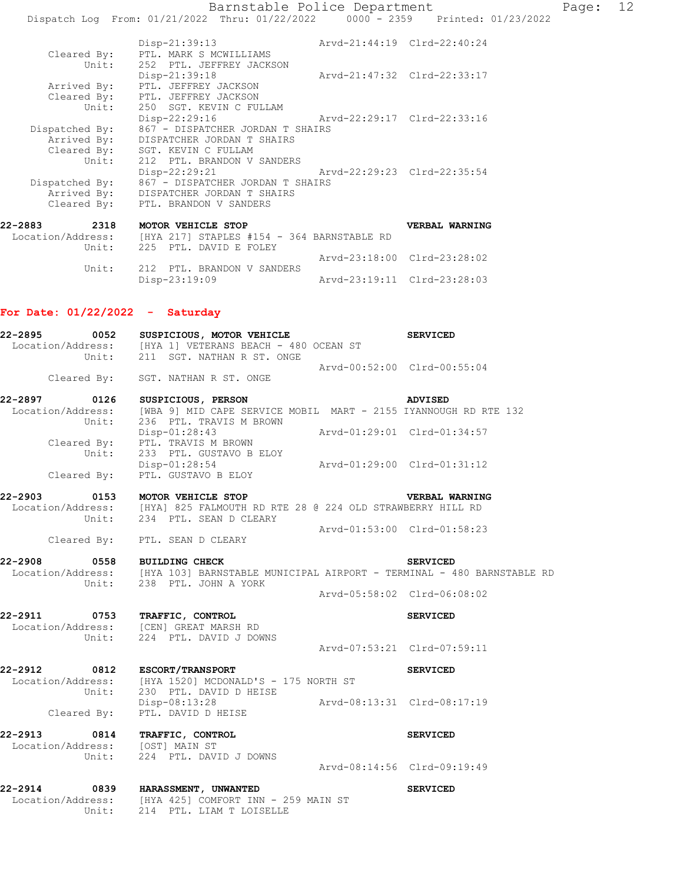```
            Disp-21:39:13                      Arvd-21:44:19  Clrd-22:40:24
  Cleared By:   PTL. MARK S MCWILLIAMS
        Unit:   252  PTL. JEFFREY JACKSON
            Disp-21:39:18                      Arvd-21:47:32  Clrd-22:33:17
  Arrived By:   PTL. JEFFREY JACKSON
  Cleared By:   PTL. JEFFREY JACKSON
        Unit:   250  SGT. KEVIN C FULLAM
            Disp-22:29:16                      Arvd-22:29:17  Clrd-22:33:16
Dispatched By:  867 - DISPATCHER JORDAN T SHAIRS
  Arrived By:   DISPATCHER JORDAN T SHAIRS
  Cleared By:   SGT. KEVIN C FULLAM
        Unit:   212  PTL. BRANDON V SANDERS
            Disp-22:29:21                      Arvd-22:29:23  Clrd-22:35:54
Dispatched By:  867 - DISPATCHER JORDAN T SHAIRS
  Arrived By:   DISPATCHER JORDAN T SHAIRS
  Cleared By:   PTL. BRANDON V SANDERS
```

**22-2883 2318 MOTOR VEHICLE STOP** — **VERBAL WARNING**

```
Location/Address:   [HYA 217] STAPLES #154 - 364 BARNSTABLE RD
        Unit:   225  PTL. DAVID E FOLEY
                                               Arvd-23:18:00  Clrd-23:28:02
        Unit:   212  PTL. BRANDON V SANDERS
            Disp-23:19:09                      Arvd-23:19:11  Clrd-23:28:03
```

## For Date: 01/22/2022 - Saturday

**22-2895 0052 SUSPICIOUS, MOTOR VEHICLE** — **SERVICED**

```
Location/Address:   [HYA 1] VETERANS BEACH - 480 OCEAN ST
        Unit:   211  SGT. NATHAN R ST. ONGE
                                               Arvd-00:52:00  Clrd-00:55:04
  Cleared By:   SGT. NATHAN R ST. ONGE
```

**22-2897 0126 SUSPICIOUS, PERSON** — **ADVISED**

```
Location/Address:   [WBA 9] MID CAPE SERVICE MOBIL  MART - 2155 IYANNOUGH RD RTE 132
        Unit:   236  PTL. TRAVIS M BROWN
            Disp-01:28:43                      Arvd-01:29:01  Clrd-01:34:57
  Cleared By:   PTL. TRAVIS M BROWN
        Unit:   233  PTL. GUSTAVO B ELOY
            Disp-01:28:54                      Arvd-01:29:00  Clrd-01:31:12
  Cleared By:   PTL. GUSTAVO B ELOY
```

**22-2903 0153 MOTOR VEHICLE STOP** — **VERBAL WARNING**

```
Location/Address:   [HYA] 825 FALMOUTH RD RTE 28 @ 224 OLD STRAWBERRY HILL RD
        Unit:   234  PTL. SEAN D CLEARY
                                               Arvd-01:53:00  Clrd-01:58:23
  Cleared By:   PTL. SEAN D CLEARY
```

**22-2908 0558 BUILDING CHECK** — **SERVICED**

```
Location/Address:   [HYA 103] BARNSTABLE MUNICIPAL AIRPORT - TERMINAL - 480 BARNSTABLE RD
        Unit:   238  PTL. JOHN A YORK
                                               Arvd-05:58:02  Clrd-06:08:02
```

**22-2911 0753 TRAFFIC, CONTROL** — **SERVICED**

```
Location/Address:   [CEN] GREAT MARSH RD
        Unit:   224  PTL. DAVID J DOWNS
                                               Arvd-07:53:21  Clrd-07:59:11
```

**22-2912 0812 ESCORT/TRANSPORT** — **SERVICED**

```
Location/Address:   [HYA 1520] MCDONALD'S - 175 NORTH ST
        Unit:   230  PTL. DAVID D HEISE
            Disp-08:13:28                      Arvd-08:13:31  Clrd-08:17:19
  Cleared By:   PTL. DAVID D HEISE
```

**22-2913 0814 TRAFFIC, CONTROL** — **SERVICED**

```
Location/Address:   [OST] MAIN ST
        Unit:   224  PTL. DAVID J DOWNS
                                               Arvd-08:14:56  Clrd-09:19:49
```

**22-2914 0839 HARASSMENT, UNWANTED** — **SERVICED**

```
Location/Address:   [HYA 425] COMFORT INN - 259 MAIN ST
        Unit:   214  PTL. LIAM T LOISELLE
```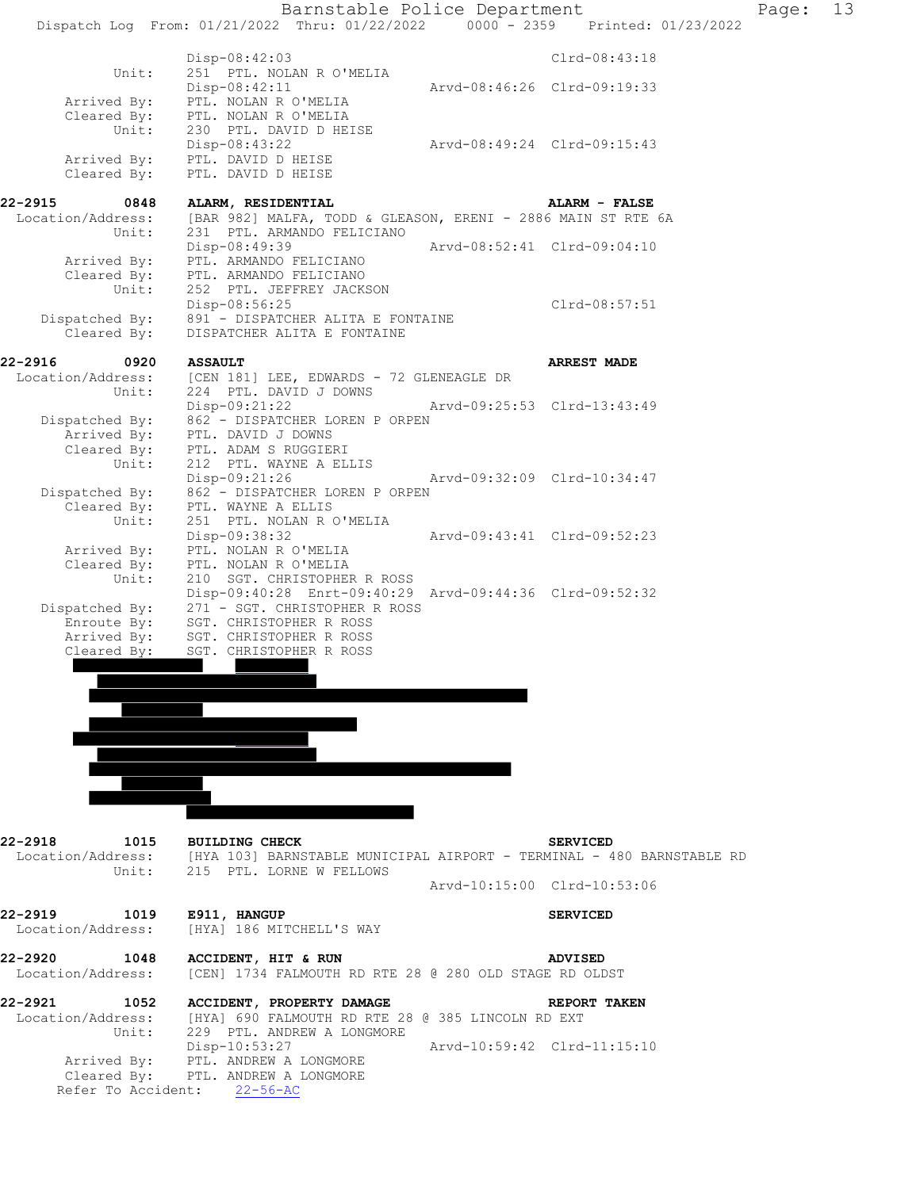```
              Disp-08:42:03                                  Clrd-08:43:18
        Unit:    251  PTL. NOLAN R O'MELIA
              Disp-08:42:11                   Arvd-08:46:26  Clrd-09:19:33
  Arrived By:    PTL. NOLAN R O'MELIA
  Cleared By:    PTL. NOLAN R O'MELIA
        Unit:    230  PTL. DAVID D HEISE
              Disp-08:43:22                   Arvd-08:49:24  Clrd-09:15:43
  Arrived By:    PTL. DAVID D HEISE
  Cleared By:    PTL. DAVID D HEISE

22-2915        0848   ALARM, RESIDENTIAL                             ALARM - FALSE
 Location/Address:    [BAR 982] MALFA, TODD & GLEASON, ERENI - 2886 MAIN ST RTE 6A
            Unit:     231  PTL. ARMANDO FELICIANO
                   Disp-08:49:39                  Arvd-08:52:41  Clrd-09:04:10
      Arrived By:     PTL. ARMANDO FELICIANO
      Cleared By:     PTL. ARMANDO FELICIANO
            Unit:     252  PTL. JEFFREY JACKSON
                   Disp-08:56:25                                 Clrd-08:57:51
   Dispatched By:     891 - DISPATCHER ALITA E FONTAINE
      Cleared By:     DISPATCHER ALITA E FONTAINE

22-2916        0920   ASSAULT                                        ARREST MADE
 Location/Address:    [CEN 181] LEE, EDWARDS - 72 GLENEAGLE DR
            Unit:     224  PTL. DAVID J DOWNS
                   Disp-09:21:22                  Arvd-09:25:53  Clrd-13:43:49
   Dispatched By:     862 - DISPATCHER LOREN P ORPEN
      Arrived By:     PTL. DAVID J DOWNS
      Cleared By:     PTL. ADAM S RUGGIERI
            Unit:     212  PTL. WAYNE A ELLIS
                   Disp-09:21:26                  Arvd-09:32:09  Clrd-10:34:47
   Dispatched By:     862 - DISPATCHER LOREN P ORPEN
      Cleared By:     PTL. WAYNE A ELLIS
            Unit:     251  PTL. NOLAN R O'MELIA
                   Disp-09:38:32                  Arvd-09:43:41  Clrd-09:52:23
      Arrived By:     PTL. NOLAN R O'MELIA
      Cleared By:     PTL. NOLAN R O'MELIA
            Unit:     210  SGT. CHRISTOPHER R ROSS
                   Disp-09:40:28  Enrt-09:40:29  Arvd-09:44:36  Clrd-09:52:32
   Dispatched By:     271 - SGT. CHRISTOPHER R ROSS
      Enroute By:     SGT. CHRISTOPHER R ROSS
      Arrived By:     SGT. CHRISTOPHER R ROSS
      Cleared By:     SGT. CHRISTOPHER R ROSS

22-2918        1015   BUILDING CHECK                                 SERVICED
 Location/Address:    [HYA 103] BARNSTABLE MUNICIPAL AIRPORT - TERMINAL - 480 BARNSTABLE RD
            Unit:     215  PTL. LORNE W FELLOWS
                                                  Arvd-10:15:00  Clrd-10:53:06

22-2919        1019   E911, HANGUP                                   SERVICED
 Location/Address:    [HYA] 186 MITCHELL'S WAY

22-2920        1048   ACCIDENT, HIT & RUN                            ADVISED
 Location/Address:    [CEN] 1734 FALMOUTH RD RTE 28 @ 280 OLD STAGE RD OLDST

22-2921        1052   ACCIDENT, PROPERTY DAMAGE                      REPORT TAKEN
 Location/Address:    [HYA] 690 FALMOUTH RD RTE 28 @ 385 LINCOLN RD EXT
            Unit:     229  PTL. ANDREW A LONGMORE
                   Disp-10:53:27                  Arvd-10:59:42  Clrd-11:15:10
      Arrived By:     PTL. ANDREW A LONGMORE
      Cleared By:     PTL. ANDREW A LONGMORE
   Refer To Accident:    22-56-AC
```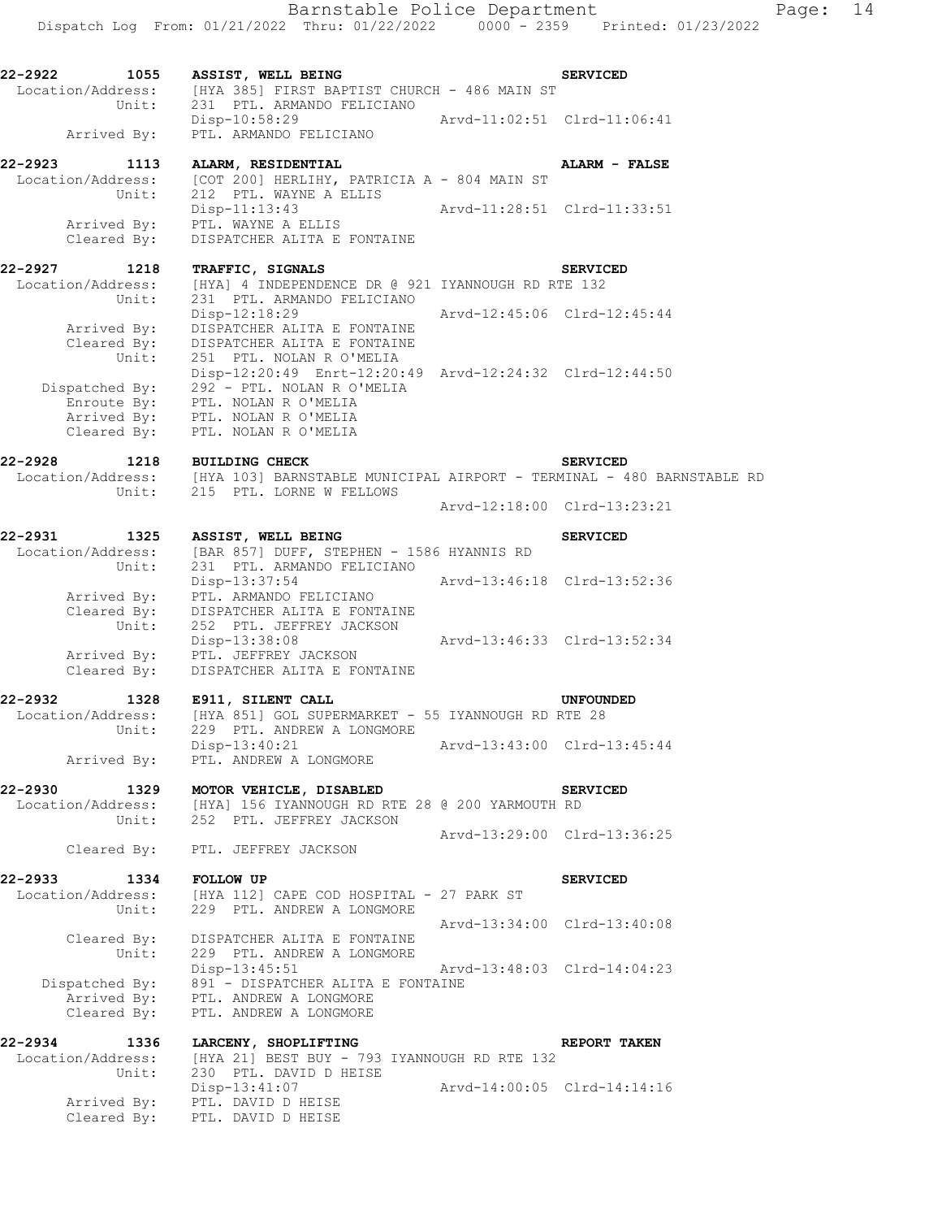**22-2922 1055 ASSIST, WELL BEING** — **SERVICED**
Location/Address: [HYA 385] FIRST BAPTIST CHURCH - 486 MAIN ST
Unit: 231 PTL. ARMANDO FELICIANO
Disp-10:58:29 Arvd-11:02:51 Clrd-11:06:41
Arrived By: PTL. ARMANDO FELICIANO

**22-2923 1113 ALARM, RESIDENTIAL** — **ALARM - FALSE**
Location/Address: [COT 200] HERLIHY, PATRICIA A - 804 MAIN ST
Unit: 212 PTL. WAYNE A ELLIS
Disp-11:13:43 Arvd-11:28:51 Clrd-11:33:51
Arrived By: PTL. WAYNE A ELLIS
Cleared By: DISPATCHER ALITA E FONTAINE

**22-2927 1218 TRAFFIC, SIGNALS** — **SERVICED**
Location/Address: [HYA] 4 INDEPENDENCE DR @ 921 IYANNOUGH RD RTE 132
Unit: 231 PTL. ARMANDO FELICIANO
Disp-12:18:29 Arvd-12:45:06 Clrd-12:45:44
Arrived By: DISPATCHER ALITA E FONTAINE
Cleared By: DISPATCHER ALITA E FONTAINE
Unit: 251 PTL. NOLAN R O'MELIA
Disp-12:20:49 Enrt-12:20:49 Arvd-12:24:32 Clrd-12:44:50
Dispatched By: 292 - PTL. NOLAN R O'MELIA
Enroute By: PTL. NOLAN R O'MELIA
Arrived By: PTL. NOLAN R O'MELIA
Cleared By: PTL. NOLAN R O'MELIA

**22-2928 1218 BUILDING CHECK** — **SERVICED**
Location/Address: [HYA 103] BARNSTABLE MUNICIPAL AIRPORT - TERMINAL - 480 BARNSTABLE RD
Unit: 215 PTL. LORNE W FELLOWS
Arvd-12:18:00 Clrd-13:23:21

**22-2931 1325 ASSIST, WELL BEING** — **SERVICED**
Location/Address: [BAR 857] DUFF, STEPHEN - 1586 HYANNIS RD
Unit: 231 PTL. ARMANDO FELICIANO
Disp-13:37:54 Arvd-13:46:18 Clrd-13:52:36
Arrived By: PTL. ARMANDO FELICIANO
Cleared By: DISPATCHER ALITA E FONTAINE
Unit: 252 PTL. JEFFREY JACKSON
Disp-13:38:08 Arvd-13:46:33 Clrd-13:52:34
Arrived By: PTL. JEFFREY JACKSON
Cleared By: DISPATCHER ALITA E FONTAINE

**22-2932 1328 E911, SILENT CALL** — **UNFOUNDED**
Location/Address: [HYA 851] GOL SUPERMARKET - 55 IYANNOUGH RD RTE 28
Unit: 229 PTL. ANDREW A LONGMORE
Disp-13:40:21 Arvd-13:43:00 Clrd-13:45:44
Arrived By: PTL. ANDREW A LONGMORE

**22-2930 1329 MOTOR VEHICLE, DISABLED** — **SERVICED**
Location/Address: [HYA] 156 IYANNOUGH RD RTE 28 @ 200 YARMOUTH RD
Unit: 252 PTL. JEFFREY JACKSON
Arvd-13:29:00 Clrd-13:36:25
Cleared By: PTL. JEFFREY JACKSON

**22-2933 1334 FOLLOW UP** — **SERVICED**
Location/Address: [HYA 112] CAPE COD HOSPITAL - 27 PARK ST
Unit: 229 PTL. ANDREW A LONGMORE
Arvd-13:34:00 Clrd-13:40:08
Cleared By: DISPATCHER ALITA E FONTAINE
Unit: 229 PTL. ANDREW A LONGMORE
Disp-13:45:51 Arvd-13:48:03 Clrd-14:04:23
Dispatched By: 891 - DISPATCHER ALITA E FONTAINE
Arrived By: PTL. ANDREW A LONGMORE
Cleared By: PTL. ANDREW A LONGMORE

**22-2934 1336 LARCENY, SHOPLIFTING** — **REPORT TAKEN**
Location/Address: [HYA 21] BEST BUY - 793 IYANNOUGH RD RTE 132
Unit: 230 PTL. DAVID D HEISE
Disp-13:41:07 Arvd-14:00:05 Clrd-14:14:16
Arrived By: PTL. DAVID D HEISE
Cleared By: PTL. DAVID D HEISE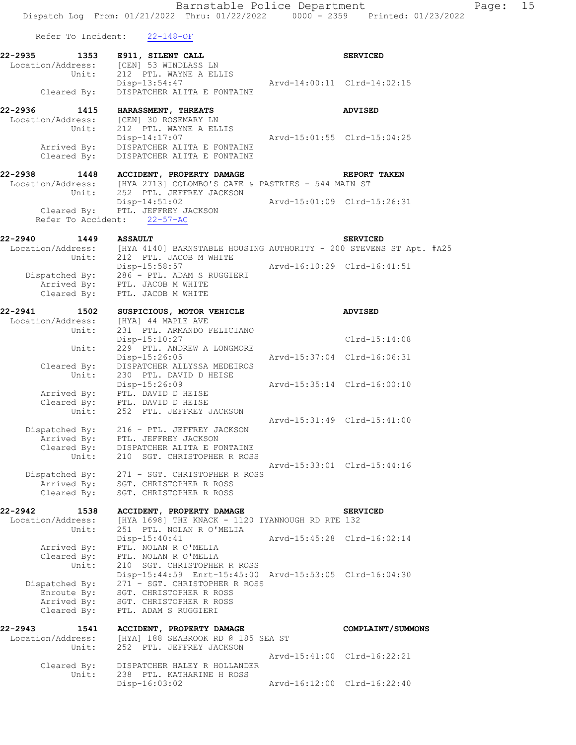Refer To Incident: 22-148-OF

**22-2935 1353 E911, SILENT CALL — SERVICED**
Location/Address: [CEN] 53 WINDLASS LN
Unit: 212 PTL. WAYNE A ELLIS
Disp-13:54:47 Arvd-14:00:11 Clrd-14:02:15
Cleared By: DISPATCHER ALITA E FONTAINE

**22-2936 1415 HARASSMENT, THREATS — ADVISED**
Location/Address: [CEN] 30 ROSEMARY LN
Unit: 212 PTL. WAYNE A ELLIS
Disp-14:17:07 Arvd-15:01:55 Clrd-15:04:25
Arrived By: DISPATCHER ALITA E FONTAINE
Cleared By: DISPATCHER ALITA E FONTAINE

**22-2938 1448 ACCIDENT, PROPERTY DAMAGE — REPORT TAKEN**
Location/Address: [HYA 2713] COLOMBO'S CAFE & PASTRIES - 544 MAIN ST
Unit: 252 PTL. JEFFREY JACKSON
Disp-14:51:02 Arvd-15:01:09 Clrd-15:26:31
Cleared By: PTL. JEFFREY JACKSON
Refer To Accident: 22-57-AC

**22-2940 1449 ASSAULT — SERVICED**
Location/Address: [HYA 4140] BARNSTABLE HOUSING AUTHORITY - 200 STEVENS ST Apt. #A25
Unit: 212 PTL. JACOB M WHITE
Disp-15:58:57 Arvd-16:10:29 Clrd-16:41:51
Dispatched By: 286 - PTL. ADAM S RUGGIERI
Arrived By: PTL. JACOB M WHITE
Cleared By: PTL. JACOB M WHITE

**22-2941 1502 SUSPICIOUS, MOTOR VEHICLE — ADVISED**
Location/Address: [HYA] 44 MAPLE AVE
Unit: 231 PTL. ARMANDO FELICIANO
Disp-15:10:27 Clrd-15:14:08
Unit: 229 PTL. ANDREW A LONGMORE
Disp-15:26:05 Arvd-15:37:04 Clrd-16:06:31
Cleared By: DISPATCHER ALLYSSA MEDEIROS
Unit: 230 PTL. DAVID D HEISE
Disp-15:26:09 Arvd-15:35:14 Clrd-16:00:10
Arrived By: PTL. DAVID D HEISE
Cleared By: PTL. DAVID D HEISE
Unit: 252 PTL. JEFFREY JACKSON
Arvd-15:31:49 Clrd-15:41:00
Dispatched By: 216 - PTL. JEFFREY JACKSON
Arrived By: PTL. JEFFREY JACKSON
Cleared By: DISPATCHER ALITA E FONTAINE
Unit: 210 SGT. CHRISTOPHER R ROSS
Arvd-15:33:01 Clrd-15:44:16
Dispatched By: 271 - SGT. CHRISTOPHER R ROSS
Arrived By: SGT. CHRISTOPHER R ROSS
Cleared By: SGT. CHRISTOPHER R ROSS

**22-2942 1538 ACCIDENT, PROPERTY DAMAGE — SERVICED**
Location/Address: [HYA 1698] THE KNACK - 1120 IYANNOUGH RD RTE 132
Unit: 251 PTL. NOLAN R O'MELIA
Disp-15:40:41 Arvd-15:45:28 Clrd-16:02:14
Arrived By: PTL. NOLAN R O'MELIA
Cleared By: PTL. NOLAN R O'MELIA
Unit: 210 SGT. CHRISTOPHER R ROSS
Disp-15:44:59 Enrt-15:45:00 Arvd-15:53:05 Clrd-16:04:30
Dispatched By: 271 - SGT. CHRISTOPHER R ROSS
Enroute By: SGT. CHRISTOPHER R ROSS
Arrived By: SGT. CHRISTOPHER R ROSS
Cleared By: PTL. ADAM S RUGGIERI

**22-2943 1541 ACCIDENT, PROPERTY DAMAGE — COMPLAINT/SUMMONS**
Location/Address: [HYA] 188 SEABROOK RD @ 185 SEA ST
Unit: 252 PTL. JEFFREY JACKSON
Arvd-15:41:00 Clrd-16:22:21
Cleared By: DISPATCHER HALEY R HOLLANDER
Unit: 238 PTL. KATHARINE H ROSS
Disp-16:03:02 Arvd-16:12:00 Clrd-16:22:40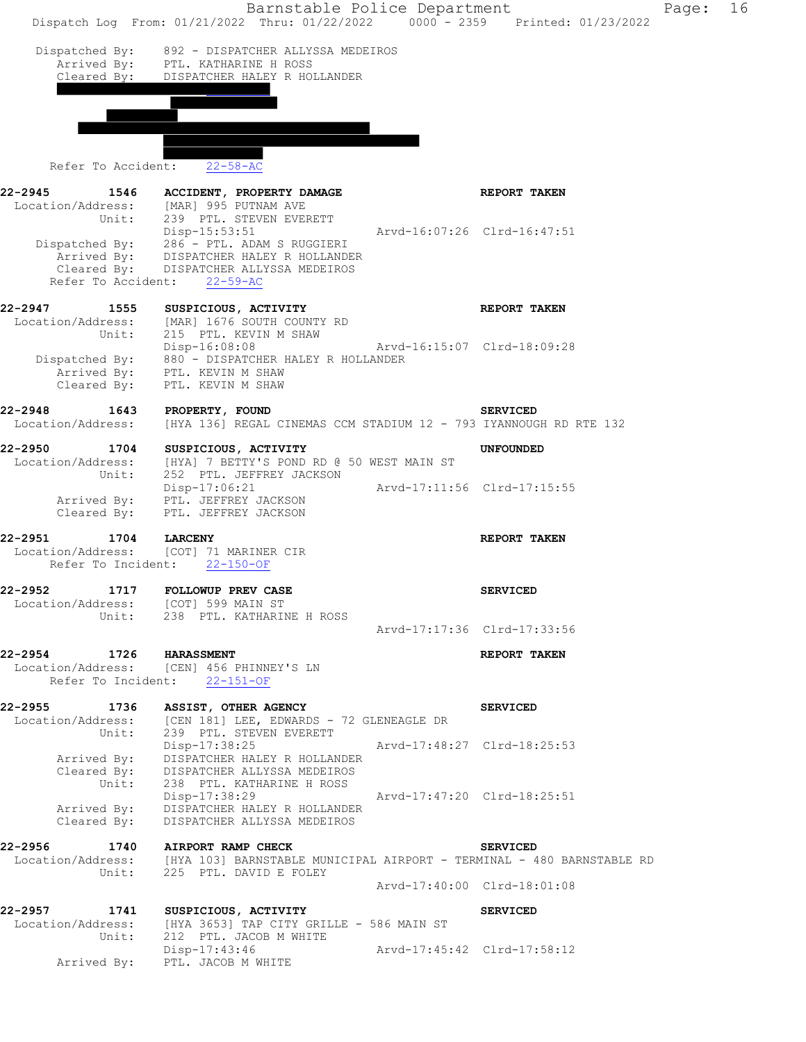```
 Dispatched By:    892 - DISPATCHER ALLYSSA MEDEIROS
    Arrived By:    PTL. KATHARINE H ROSS
    Cleared By:    DISPATCHER HALEY R HOLLANDER

  Refer To Accident:    22-58-AC

22-2945       1546    ACCIDENT, PROPERTY DAMAGE                        REPORT TAKEN
 Location/Address:    [MAR] 995 PUTNAM AVE
             Unit:    239  PTL. STEVEN EVERETT
                      Disp-15:53:51                 Arvd-16:07:26  Clrd-16:47:51
    Dispatched By:    286 - PTL. ADAM S RUGGIERI
       Arrived By:    DISPATCHER HALEY R HOLLANDER
       Cleared By:    DISPATCHER ALLYSSA MEDEIROS
  Refer To Accident:    22-59-AC

22-2947       1555    SUSPICIOUS, ACTIVITY                             REPORT TAKEN
 Location/Address:    [MAR] 1676 SOUTH COUNTY RD
             Unit:    215  PTL. KEVIN M SHAW
                      Disp-16:08:08                 Arvd-16:15:07  Clrd-18:09:28
    Dispatched By:    880 - DISPATCHER HALEY R HOLLANDER
       Arrived By:    PTL. KEVIN M SHAW
       Cleared By:    PTL. KEVIN M SHAW

22-2948       1643    PROPERTY, FOUND                                  SERVICED
 Location/Address:    [HYA 136] REGAL CINEMAS CCM STADIUM 12 - 793 IYANNOUGH RD RTE 132

22-2950       1704    SUSPICIOUS, ACTIVITY                             UNFOUNDED
 Location/Address:    [HYA] 7 BETTY'S POND RD @ 50 WEST MAIN ST
             Unit:    252  PTL. JEFFREY JACKSON
                      Disp-17:06:21                 Arvd-17:11:56  Clrd-17:15:55
       Arrived By:    PTL. JEFFREY JACKSON
       Cleared By:    PTL. JEFFREY JACKSON

22-2951       1704    LARCENY                                          REPORT TAKEN
 Location/Address:    [COT] 71 MARINER CIR
  Refer To Incident:    22-150-OF

22-2952       1717    FOLLOWUP PREV CASE                               SERVICED
 Location/Address:    [COT] 599 MAIN ST
             Unit:    238  PTL. KATHARINE H ROSS
                                                    Arvd-17:17:36  Clrd-17:33:56

22-2954       1726    HARASSMENT                                       REPORT TAKEN
 Location/Address:    [CEN] 456 PHINNEY'S LN
  Refer To Incident:    22-151-OF

22-2955       1736    ASSIST, OTHER AGENCY                             SERVICED
 Location/Address:    [CEN 181] LEE, EDWARDS - 72 GLENEAGLE DR
             Unit:    239  PTL. STEVEN EVERETT
                      Disp-17:38:25                 Arvd-17:48:27  Clrd-18:25:53
       Arrived By:    DISPATCHER HALEY R HOLLANDER
       Cleared By:    DISPATCHER ALLYSSA MEDEIROS
             Unit:    238  PTL. KATHARINE H ROSS
                      Disp-17:38:29                 Arvd-17:47:20  Clrd-18:25:51
       Arrived By:    DISPATCHER HALEY R HOLLANDER
       Cleared By:    DISPATCHER ALLYSSA MEDEIROS

22-2956       1740    AIRPORT RAMP CHECK                               SERVICED
 Location/Address:    [HYA 103] BARNSTABLE MUNICIPAL AIRPORT - TERMINAL - 480 BARNSTABLE RD
             Unit:    225  PTL. DAVID E FOLEY
                                                    Arvd-17:40:00  Clrd-18:01:08

22-2957       1741    SUSPICIOUS, ACTIVITY                             SERVICED
 Location/Address:    [HYA 3653] TAP CITY GRILLE - 586 MAIN ST
             Unit:    212  PTL. JACOB M WHITE
                      Disp-17:43:46                 Arvd-17:45:42  Clrd-17:58:12
       Arrived By:    PTL. JACOB M WHITE
```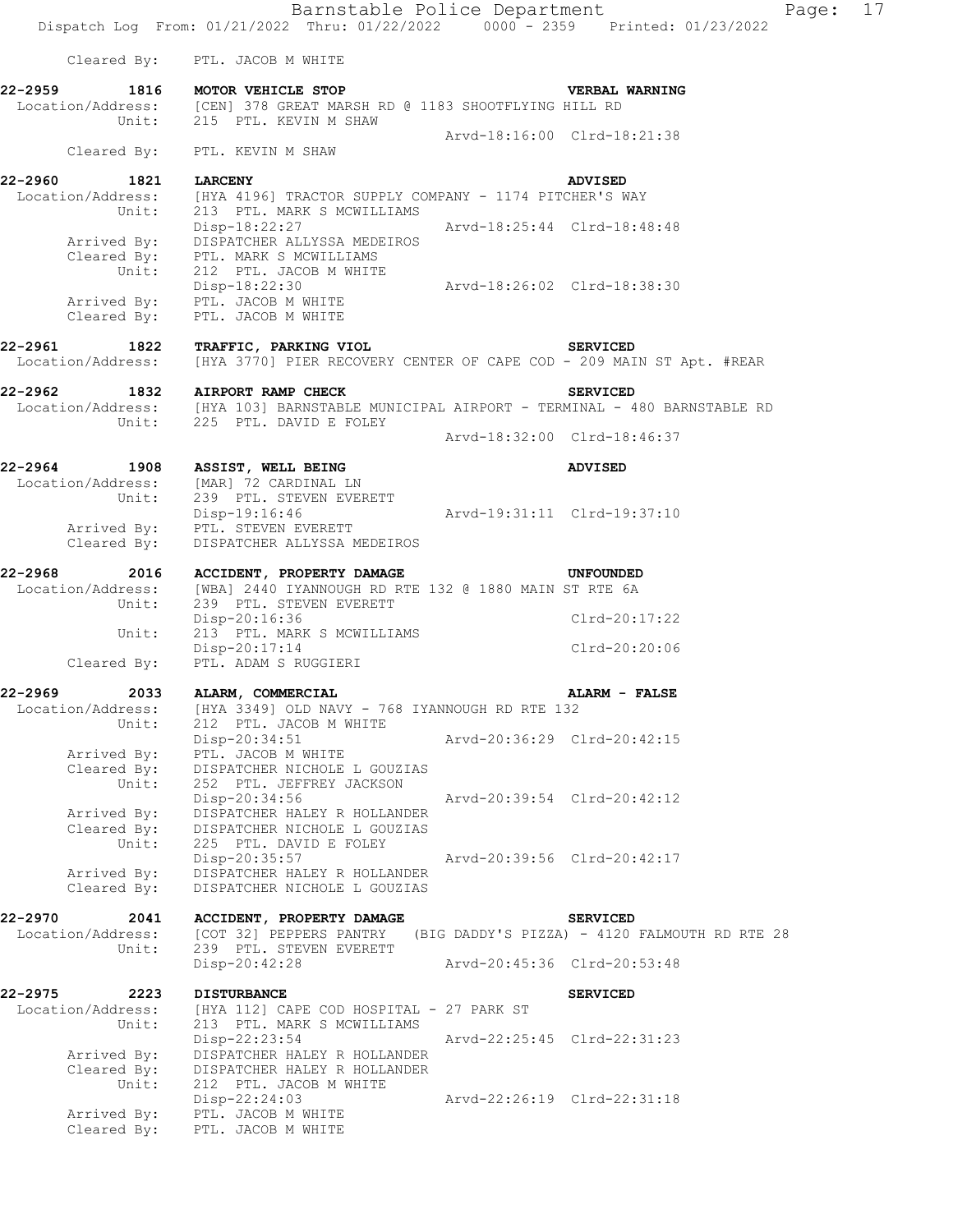Cleared By: PTL. JACOB M WHITE

**22-2959 1816 MOTOR VEHICLE STOP** **VERBAL WARNING**
Location/Address: [CEN] 378 GREAT MARSH RD @ 1183 SHOOTFLYING HILL RD
Unit: 215 PTL. KEVIN M SHAW
Arvd-18:16:00 Clrd-18:21:38
Cleared By: PTL. KEVIN M SHAW

**22-2960 1821 LARCENY** **ADVISED**
Location/Address: [HYA 4196] TRACTOR SUPPLY COMPANY - 1174 PITCHER'S WAY
Unit: 213 PTL. MARK S MCWILLIAMS
Disp-18:22:27 Arvd-18:25:44 Clrd-18:48:48
Arrived By: DISPATCHER ALLYSSA MEDEIROS
Cleared By: PTL. MARK S MCWILLIAMS
Unit: 212 PTL. JACOB M WHITE
Disp-18:22:30 Arvd-18:26:02 Clrd-18:38:30
Arrived By: PTL. JACOB M WHITE
Cleared By: PTL. JACOB M WHITE

**22-2961 1822 TRAFFIC, PARKING VIOL** **SERVICED**
Location/Address: [HYA 3770] PIER RECOVERY CENTER OF CAPE COD - 209 MAIN ST Apt. #REAR

**22-2962 1832 AIRPORT RAMP CHECK** **SERVICED**
Location/Address: [HYA 103] BARNSTABLE MUNICIPAL AIRPORT - TERMINAL - 480 BARNSTABLE RD
Unit: 225 PTL. DAVID E FOLEY
Arvd-18:32:00 Clrd-18:46:37

**22-2964 1908 ASSIST, WELL BEING** **ADVISED**
Location/Address: [MAR] 72 CARDINAL LN
Unit: 239 PTL. STEVEN EVERETT
Disp-19:16:46 Arvd-19:31:11 Clrd-19:37:10
Arrived By: PTL. STEVEN EVERETT
Cleared By: DISPATCHER ALLYSSA MEDEIROS

**22-2968 2016 ACCIDENT, PROPERTY DAMAGE** **UNFOUNDED**
Location/Address: [WBA] 2440 IYANNOUGH RD RTE 132 @ 1880 MAIN ST RTE 6A
Unit: 239 PTL. STEVEN EVERETT
Disp-20:16:36 Clrd-20:17:22
Unit: 213 PTL. MARK S MCWILLIAMS
Disp-20:17:14 Clrd-20:20:06
Cleared By: PTL. ADAM S RUGGIERI

**22-2969 2033 ALARM, COMMERCIAL** **ALARM - FALSE**
Location/Address: [HYA 3349] OLD NAVY - 768 IYANNOUGH RD RTE 132
Unit: 212 PTL. JACOB M WHITE
Disp-20:34:51 Arvd-20:36:29 Clrd-20:42:15
Arrived By: PTL. JACOB M WHITE
Cleared By: DISPATCHER NICHOLE L GOUZIAS
Unit: 252 PTL. JEFFREY JACKSON
Disp-20:34:56 Arvd-20:39:54 Clrd-20:42:12
Arrived By: DISPATCHER HALEY R HOLLANDER
Cleared By: DISPATCHER NICHOLE L GOUZIAS
Unit: 225 PTL. DAVID E FOLEY
Disp-20:35:57 Arvd-20:39:56 Clrd-20:42:17
Arrived By: DISPATCHER HALEY R HOLLANDER
Cleared By: DISPATCHER NICHOLE L GOUZIAS

**22-2970 2041 ACCIDENT, PROPERTY DAMAGE** **SERVICED**
Location/Address: [COT 32] PEPPERS PANTRY (BIG DADDY'S PIZZA) - 4120 FALMOUTH RD RTE 28
Unit: 239 PTL. STEVEN EVERETT
Disp-20:42:28 Arvd-20:45:36 Clrd-20:53:48

**22-2975 2223 DISTURBANCE** **SERVICED**
Location/Address: [HYA 112] CAPE COD HOSPITAL - 27 PARK ST
Unit: 213 PTL. MARK S MCWILLIAMS
Disp-22:23:54 Arvd-22:25:45 Clrd-22:31:23
Arrived By: DISPATCHER HALEY R HOLLANDER
Cleared By: DISPATCHER HALEY R HOLLANDER
Unit: 212 PTL. JACOB M WHITE
Disp-22:24:03 Arvd-22:26:19 Clrd-22:31:18
Arrived By: PTL. JACOB M WHITE
Cleared By: PTL. JACOB M WHITE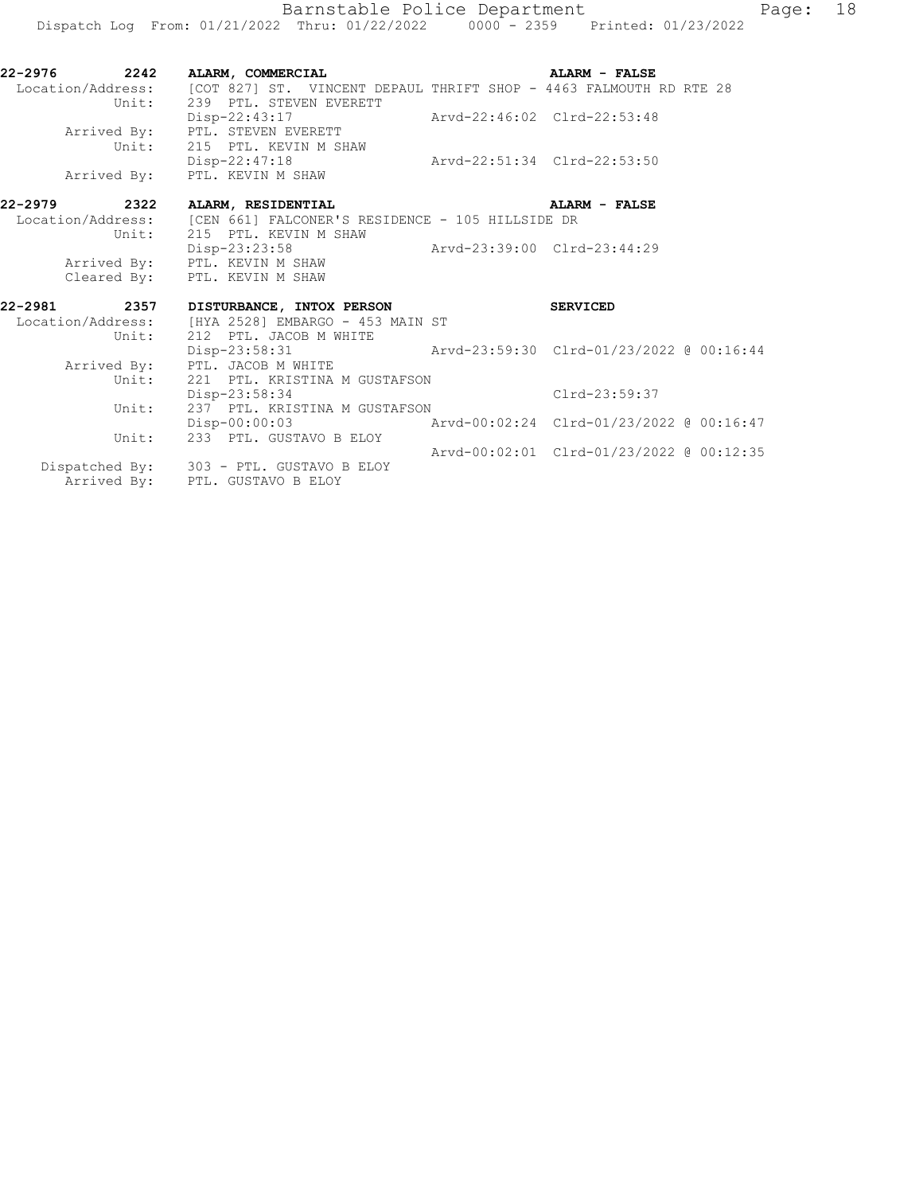**22-2976 2242 ALARM, COMMERCIAL** **ALARM - FALSE**

Location/Address: [COT 827] ST. VINCENT DEPAUL THRIFT SHOP - 4463 FALMOUTH RD RTE 28
Unit: 239 PTL. STEVEN EVERETT
Disp-22:43:17 Arvd-22:46:02 Clrd-22:53:48
Arrived By: PTL. STEVEN EVERETT
Unit: 215 PTL. KEVIN M SHAW
Disp-22:47:18 Arvd-22:51:34 Clrd-22:53:50
Arrived By: PTL. KEVIN M SHAW

**22-2979 2322 ALARM, RESIDENTIAL** **ALARM - FALSE**

Location/Address: [CEN 661] FALCONER'S RESIDENCE - 105 HILLSIDE DR
Unit: 215 PTL. KEVIN M SHAW
Disp-23:23:58 Arvd-23:39:00 Clrd-23:44:29
Arrived By: PTL. KEVIN M SHAW
Cleared By: PTL. KEVIN M SHAW

**22-2981 2357 DISTURBANCE, INTOX PERSON** **SERVICED**

Location/Address: [HYA 2528] EMBARGO - 453 MAIN ST
Unit: 212 PTL. JACOB M WHITE
Disp-23:58:31 Arvd-23:59:30 Clrd-01/23/2022 @ 00:16:44
Arrived By: PTL. JACOB M WHITE
Unit: 221 PTL. KRISTINA M GUSTAFSON
Disp-23:58:34 Clrd-23:59:37
Unit: 237 PTL. KRISTINA M GUSTAFSON
Disp-00:00:03 Arvd-00:02:24 Clrd-01/23/2022 @ 00:16:47
Unit: 233 PTL. GUSTAVO B ELOY
Arvd-00:02:01 Clrd-01/23/2022 @ 00:12:35
Dispatched By: 303 - PTL. GUSTAVO B ELOY
Arrived By: PTL. GUSTAVO B ELOY